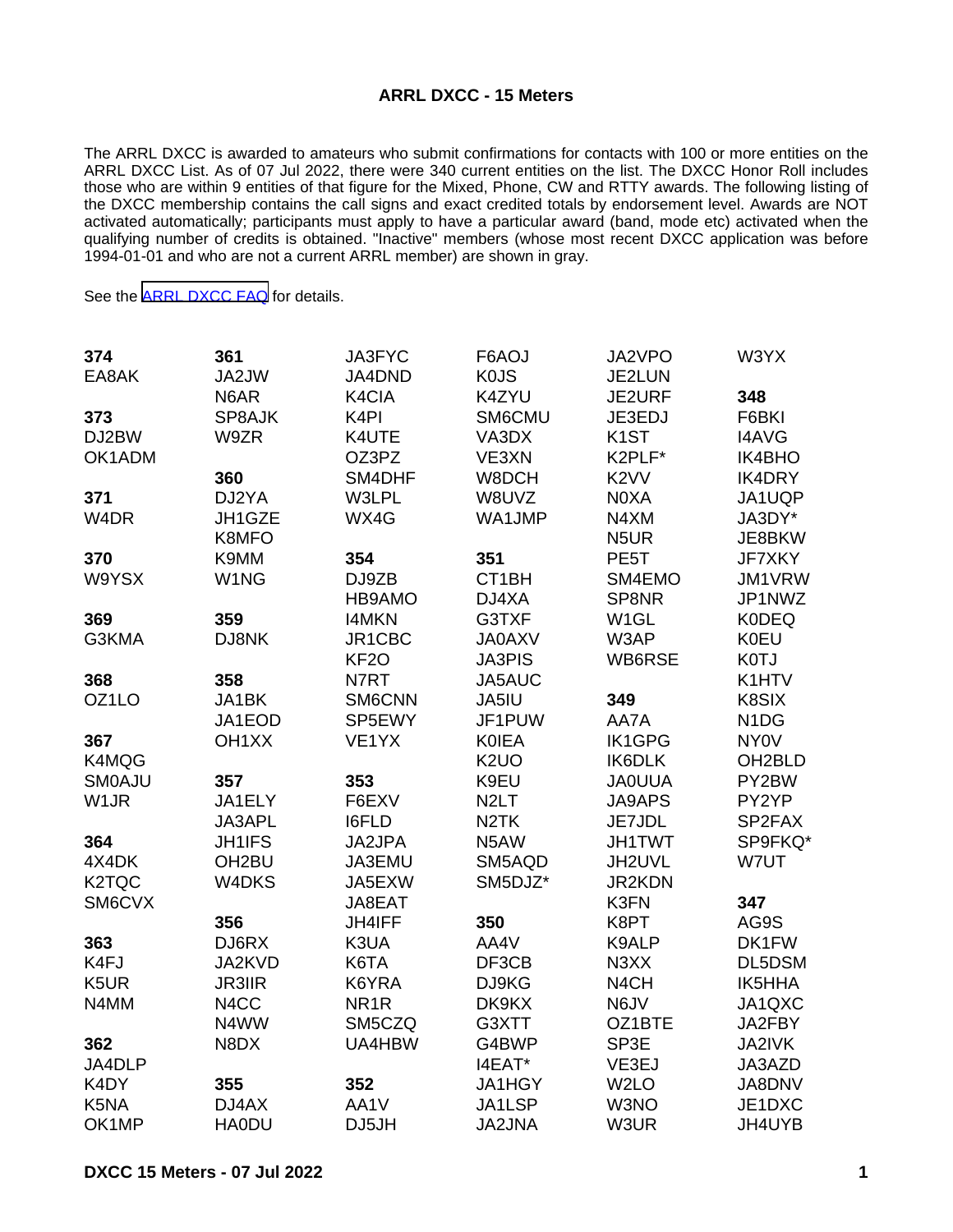# ARRL DXCC - 15 Meters

The ARRL DXCC is awarded to amateurs who submit confirmations for contacts with 100 or more entities on the ARRL DXCC List. As of 07 Jul 2022, there were 340 current entities on the list. The DXCC Honor Roll includes those who are within 9 entities of that figure for the Mixed, Phone, CW and RTTY awards. The following listing of the DXCC membership contains the call signs and exact credited totals by endorsement level. Awards are NOT activated automatically; participants must apply to have a particular award (band, mode etc) activated when the qualifying number of credits is obtained. "Inactive" members (whose most recent DXCC application was before 1994-01-01 and who are not a current ARRL member) are shown in gray.

See the [ARRL DXCC FAQ] for details.

**374**
EA8AK

**373**
DJ2BW
OK1ADM

**371**
W4DR

**370**
W9YSX

**369**
G3KMA

**368**
OZ1LO

**367**
K4MQG
SM0AJU
W1JR

**364**
4X4DK
K2TQC
SM6CVX

**363**
K4FJ
K5UR
N4MM

**362**
JA4DLP
K4DY
K5NA
OK1MP

**361**
JA2JW
N6AR
SP8AJK
W9ZR

**360**
DJ2YA
JH1GZE
K8MFO
K9MM
W1NG

**359**
DJ8NK

**358**
JA1BK
JA1EOD
OH1XX

**357**
JA1ELY
JA3APL
JH1IFS
OH2BU
W4DKS

**356**
DJ6RX
JA2KVD
JR3IIR
N4CC
N4WW
N8DX

**355**
DJ4AX
HA0DU
JA3FYC
JA4DND
K4CIA
K4PI
K4UTE
OZ3PZ
SM4DHF
W3LPL
WX4G

**354**
DJ9ZB
HB9AMO
I4MKN
JR1CBC
KF2O
N7RT
SM6CNN
SP5EWY
VE1YX

**353**
F6EXV
I6FLD
JA2JPA
JA3EMU
JA5EXW
JA8EAT
JH4IFF
K3UA
K6TA
K6YRA
NR1R
SM5CZQ
UA4HBW

**352**
AA1V
DJ5JH
F6AOJ
K0JS
K4ZYU
SM6CMU
VA3DX
VE3XN
W8DCH
W8UVZ
WA1JMP

**351**
CT1BH
DJ4XA
G3TXF
JA0AXV
JA3PIS
JA5AUC
JA5IU
JF1PUW
K0IEA
K2UO
K9EU
N2LT
N2TK
N5AW
SM5AQD
SM5DJZ*

**350**
AA4V
DF3CB
DJ9KG
DK9KX
G3XTT
G4BWP
I4EAT*
JA1HGY
JA1LSP
JA2JNA
JA2VPO
JE2LUN
JE2URF
JE3EDJ
K1ST
K2PLF*
K2VV
N0XA
N4XM
N5UR
PE5T
SM4EMO
SP8NR
W1GL
W3AP
WB6RSE

**349**
AA7A
IK1GPG
IK6DLK
JA0UUA
JA9APS
JE7JDL
JH1TWT
JH2UVL
JR2KDN
K3FN
K8PT
K9ALP
N3XX
N4CH
N6JV
OZ1BTE
SP3E
VE3EJ
W2LO
W3NO
W3UR
W3YX

**348**
F6BKI
I4AVG
IK4BHO
IK4DRY
JA1UQP
JA3DY*
JE8BKW
JF7XKY
JM1VRW
JP1NWZ
K0DEQ
K0EU
K0TJ
K1HTV
K8SIX
N1DG
NY0V
OH2BLD
PY2BW
PY2YP
SP2FAX
SP9FKQ*
W7UT

**347**
AG9S
DK1FW
DL5DSM
IK5HHA
JA1QXC
JA2FBY
JA2IVK
JA3AZD
JA8DNV
JE1DXC
JH4UYB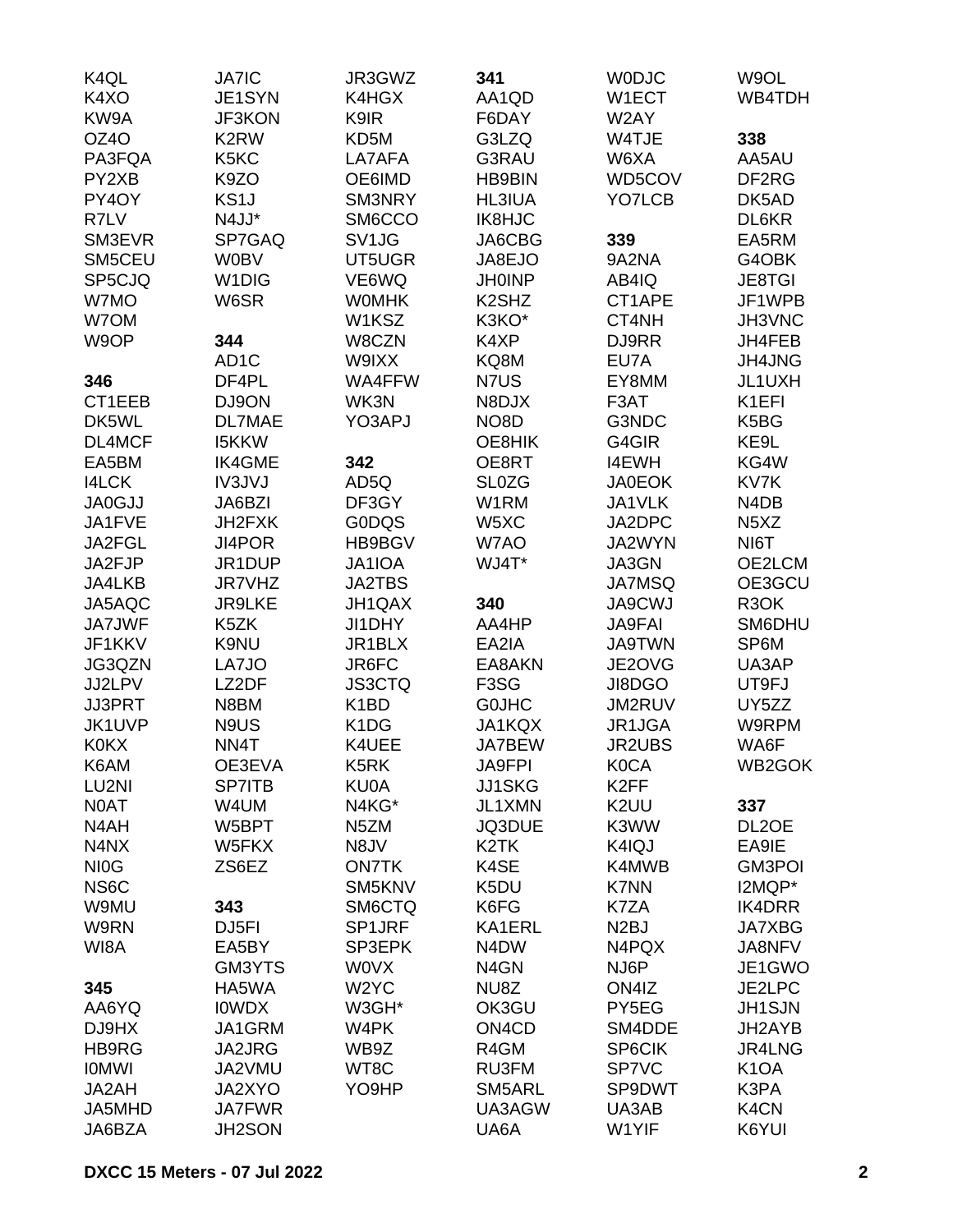K4QL
K4XO
KW9A
OZ4O
PA3FQA
PY2XB
PY4OY
R7LV
SM3EVR
SM5CEU
SP5CJQ
W7MO
W7OM
W9OP

**346**
CT1EEB
DK5WL
DL4MCF
EA5BM
I4LCK
JA0GJJ
JA1FVE
JA2FGL
JA2FJP
JA4LKB
JA5AQC
JA7JWF
JF1KKV
JG3QZN
JJ2LPV
JJ3PRT
JK1UVP
K0KX
K6AM
LU2NI
N0AT
N4AH
N4NX
NI0G
NS6C
W9MU
W9RN
WI8A

**345**
AA6YQ
DJ9HX
HB9RG
I0MWI
JA2AH
JA5MHD
JA6BZA
JA7IC
JE1SYN
JF3KON
K2RW
K5KC
K9ZO
KS1J
N4JJ*
SP7GAQ
W0BV
W1DIG
W6SR

**344**
AD1C
DF4PL
DJ9ON
DL7MAE
I5KKW
IK4GME
IV3JVJ
JA6BZI
JH2FXK
JI4POR
JR1DUP
JR7VHZ
JR9LKE
K5ZK
K9NU
LA7JO
LZ2DF
N8BM
N9US
NN4T
OE3EVA
SP7ITB
W4UM
W5BPT
W5FKX
ZS6EZ

**343**
DJ5FI
EA5BY
GM3YTS
HA5WA
I0WDX
JA1GRM
JA2JRG
JA2VMU
JA2XYO
JA7FWR
JH2SON
JR3GWZ
K4HGX
K9IR
KD5M
LA7AFA
OE6IMD
SM3NRY
SM6CCO
SV1JG
UT5UGR
VE6WQ
W0MHK
W1KSZ
W8CZN
W9IXX
WA4FFW
WK3N
YO3APJ

**342**
AD5Q
DF3GY
G0DQS
HB9BGV
JA1IOA
JA2TBS
JH1QAX
JI1DHY
JR1BLX
JR6FC
JS3CTQ
K1BD
K1DG
K4UEE
K5RK
KU0A
N4KG*
N5ZM
N8JV
ON7TK
SM5KNV
SM6CTQ
SP1JRF
SP3EPK
W0VX
W2YC
W3GH*
W4PK
WB9Z
WT8C
YO9HP

**341**
AA1QD
F6DAY
G3LZQ
G3RAU
HB9BIN
HL3IUA
IK8HJC
JA6CBG
JA8EJO
JH0INP
K2SHZ
K3KO*
K4XP
KQ8M
N7US
N8DJX
NO8D
OE8HIK
OE8RT
SL0ZG
W1RM
W5XC
W7AO
WJ4T*

**340**
AA4HP
EA2IA
EA8AKN
F3SG
G0JHC
JA1KQX
JA7BEW
JA9FPI
JJ1SKG
JL1XMN
JQ3DUE
K2TK
K4SE
K5DU
K6FG
KA1ERL
N4DW
N4GN
NU8Z
OK3GU
ON4CD
R4GM
RU3FM
SM5ARL
UA3AGW
UA6A
W0DJC
W1ECT
W2AY
W4TJE
W6XA
WD5COV
YO7LCB

**339**
9A2NA
AB4IQ
CT1APE
CT4NH
DJ9RR
EU7A
EY8MM
F3AT
G3NDC
G4GIR
I4EWH
JA0EOK
JA1VLK
JA2DPC
JA2WYN
JA3GN
JA7MSQ
JA9CWJ
JA9FAI
JA9TWN
JE2OVG
JI8DGO
JM2RUV
JR1JGA
JR2UBS
K0CA
K2FF
K2UU
K3WW
K4IQJ
K4MWB
K7NN
K7ZA
N2BJ
N4PQX
NJ6P
ON4IZ
PY5EG
SM4DDE
SP6CIK
SP7VC
SP9DWT
UA3AB
W1YIF
W9OL
WB4TDH

**338**
AA5AU
DF2RG
DK5AD
DL6KR
EA5RM
G4OBK
JE8TGI
JF1WPB
JH3VNC
JH4FEB
JH4JNG
JL1UXH
K1EFI
K5BG
KE9L
KG4W
KV7K
N4DB
N5XZ
NI6T
OE2LCM
OE3GCU
R3OK
SM6DHU
SP6M
UA3AP
UT9FJ
UY5ZZ
W9RPM
WA6F
WB2GOK

**337**
DL2OE
EA9IE
GM3POI
I2MQP*
IK4DRR
JA7XBG
JA8NFV
JE1GWO
JE2LPC
JH1SJN
JH2AYB
JR4LNG
K1OA
K3PA
K4CN
K6YUI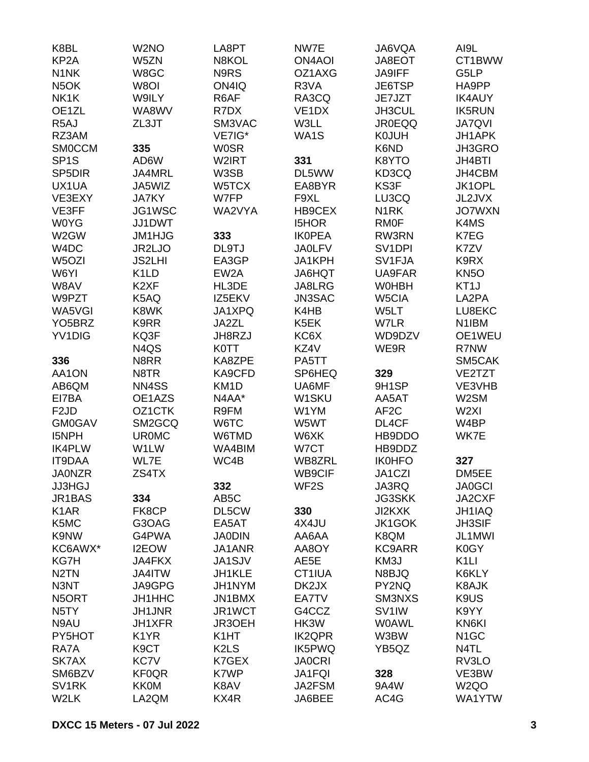K8BL
KP2A
N1NK
N5OK
NK1K
OE1ZL
R5AJ
RZ3AM
SM0CCM
SP1S
SP5DIR
UX1UA
VE3EXY
VE3FF
W0YG
W2GW
W4DC
W5OZI
W6YI
W8AV
W9PZT
WA5VGI
YO5BRZ
YV1DIG

**336**

AA1ON
AB6QM
EI7BA
F2JD
GM0GAV
I5NPH
IK4PLW
IT9DAA
JA0NZR
JJ3HGJ
JR1BAS
K1AR
K5MC
K9NW
KC6AWX*
KG7H
N2TN
N3NT
N5ORT
N5TY
N9AU
PY5HOT
RA7A
SK7AX
SM6BZV
SV1RK
W2LK

W2NO
W5ZN
W8GC
W8OI
W9ILY
WA8WV
ZL3JT

**335**

AD6W
JA4MRL
JA5WIZ
JA7KY
JG1WSC
JJ1DWT
JM1HJG
JR2LJO
JS2LHI
K1LD
K2XF
K5AQ
K8WK
K9RR
KQ3F
N4QS
N8RR
N8TR
NN4SS
OE1AZS
OZ1CTK
SM2GCQ
UR0MC
W1LW
WL7E
ZS4TX

**334**

FK8CP
G3OAG
G4PWA
I2EOW
JA4FKX
JA4ITW
JA9GPG
JH1HHC
JH1JNR
JH1XFR
K1YR
K9CT
KC7V
KF0QR
KK0M
LA2QM

LA8PT
N8KOL
N9RS
ON4IQ
R6AF
R7DX
SM3VAC
VE7IG*
W0SR
W2IRT
W3SB
W5TCX
W7FP
WA2VYA

**333**

DL9TJ
EA3GP
EW2A
HL3DE
IZ5EKV
JA1XPQ
JA2ZL
JH8RZJ
K0TT
KA8ZPE
KA9CFD
KM1D
N4AA*
R9FM
W6TC
W6TMD
WA4BIM
WC4B

**332**

AB5C
DL5CW
EA5AT
JA0DIN
JA1ANR
JA1SJV
JH1KLE
JH1NYM
JN1BMX
JR1WCT
JR3OEH
K1HT
K2LS
K7GEX
K7WP
K8AV
KX4R

NW7E
ON4AOI
OZ1AXG
R3VA
RA3CQ
VE1DX
W3LL
WA1S

**331**

DL5WW
EA8BYR
F9XL
HB9CEX
I5HOR
IK0PEA
JA0LFV
JA1KPH
JA6HQT
JA8LRG
JN3SAC
K4HB
K5EK
KC6X
KZ4V
PA5TT
SP6HEQ
UA6MF
W1SKU
W1YM
W5WT
W6XK
W7CT
WB8ZRL
WB9CIF
WF2S

**330**

4X4JU
AA6AA
AA8OY
AE5E
CT1IUA
DK2JX
EA7TV
G4CCZ
HK3W
IK2QPR
IK5PWQ
JA0CRI
JA1FQI
JA2FSM
JA6BEE

JA6VQA
JA8EOT
JA9IFF
JE6TSP
JE7JZT
JH3CUL
JR0EQQ
K0JUH
K6ND
K8YTO
KD3CQ
KS3F
LU3CQ
N1RK
RM0F
RW3RN
SV1DPI
SV1FJA
UA9FAR
W0HBH
W5CIA
W5LT
W7LR
WD9DZV
WE9R

**329**

9H1SP
AA5AT
AF2C
DL4CF
HB9DDO
HB9DDZ
IK0HFO
JA1CZI
JA3RQ
JG3SKK
JI2KXK
JK1GOK
K8QM
KC9ARR
KM3J
N8BJQ
PY2NQ
SM3NXS
SV1IW
W0AWL
W3BW
YB5QZ

**328**

9A4W
AC4G

AI9L
CT1BWW
G5LP
HA9PP
IK4AUY
IK5RUN
JA7QVI
JH1APK
JH3GRO
JH4BTI
JH4CBM
JK1OPL
JL2JVX
JO7WXN
K4MS
K7EG
K7ZV
K9RX
KN5O
KT1J
LA2PA
LU8EKC
N1IBM
OE1WEU
R7NW
SM5CAK
VE2TZT
VE3VHB
W2SM
W2XI
W4BP
WK7E

**327**

DM5EE
JA0GCI
JA2CXF
JH1IAQ
JH3SIF
JL1MWI
K0GY
K1LI
K6KLY
K8AJK
K9US
K9YY
KN6KI
N1GC
N4TL
RV3LO
VE3BW
W2QO
WA1YTW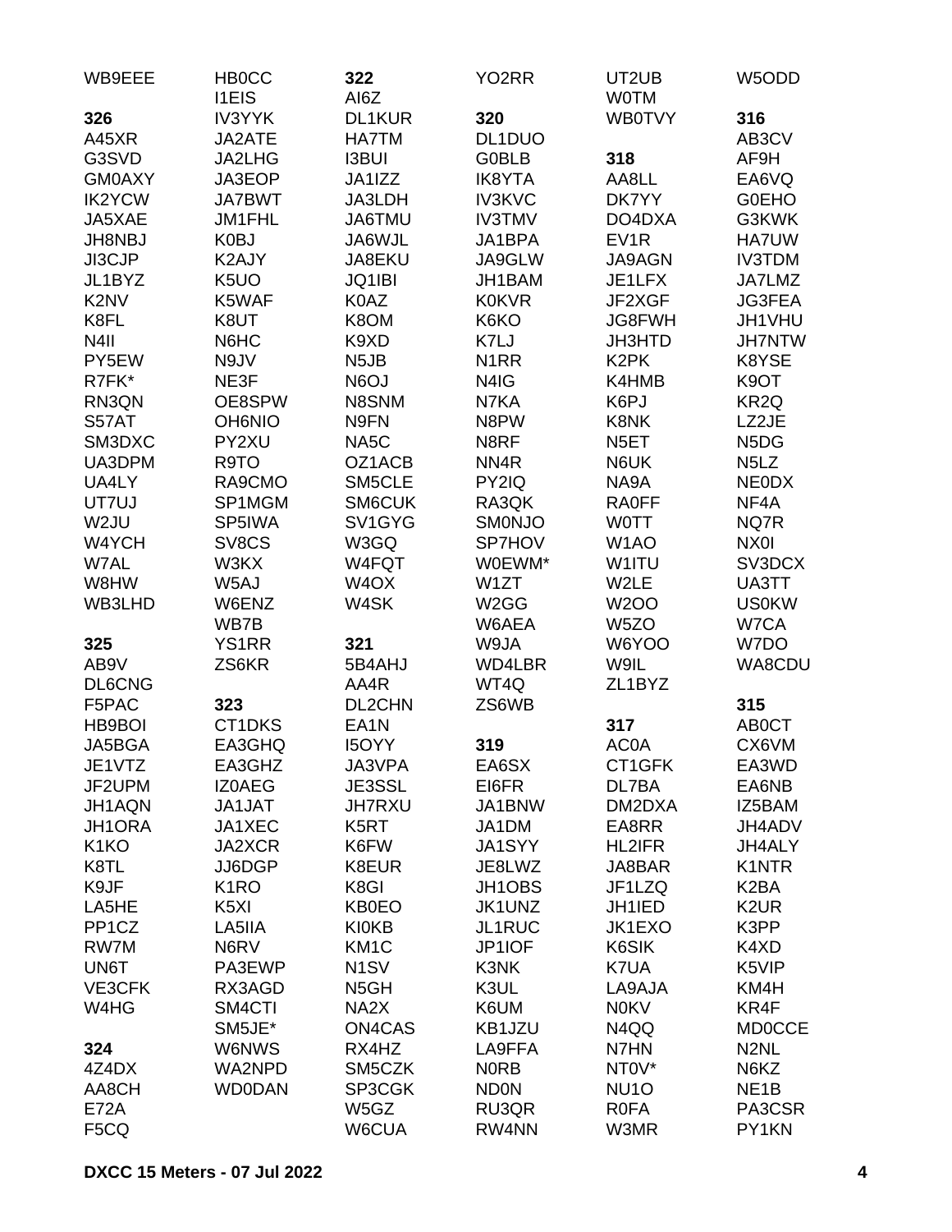WB9EEE

**326**
A45XR
G3SVD
GM0AXY
IK2YCW
JA5XAE
JH8NBJ
JI3CJP
JL1BYZ
K2NV
K8FL
N4II
PY5EW
R7FK*
RN3QN
S57AT
SM3DXC
UA3DPM
UA4LY
UT7UJ
W2JU
W4YCH
W7AL
W8HW
WB3LHD

**325**
AB9V
DL6CNG
F5PAC
HB9BOI
JA5BGA
JE1VTZ
JF2UPM
JH1AQN
JH1ORA
K1KO
K8TL
K9JF
LA5HE
PP1CZ
RW7M
UN6T
VE3CFK
W4HG

**324**
4Z4DX
AA8CH
E72A
F5CQ
HB0CC
I1EIS
IV3YYK
JA2ATE
JA2LHG
JA3EOP
JA7BWT
JM1FHL
K0BJ
K2AJY
K5UO
K5WAF
K8UT
N6HC
N9JV
NE3F
OE8SPW
OH6NIO
PY2XU
R9TO
RA9CMO
SP1MGM
SP5IWA
SV8CS
W3KX
W5AJ
W6ENZ
WB7B
YS1RR
ZS6KR

**323**
CT1DKS
EA3GHQ
EA3GHZ
IZ0AEG
JA1JAT
JA1XEC
JA2XCR
JJ6DGP
K1RO
K5XI
LA5IIA
N6RV
PA3EWP
RX3AGD
SM4CTI
SM5JE*
W6NWS
WA2NPD
WD0DAN

**322**
AI6Z
DL1KUR
HA7TM
I3BUI
JA1IZZ
JA3LDH
JA6TMU
JA6WJL
JA8EKU
JQ1IBI
K0AZ
K8OM
K9XD
N5JB
N6OJ
N8SNM
N9FN
NA5C
OZ1ACB
SM5CLE
SM6CUK
SV1GYG
W3GQ
W4FQT
W4OX
W4SK

**321**
5B4AHJ
AA4R
DL2CHN
EA1N
I5OYY
JA3VPA
JE3SSL
JH7RXU
K5RT
K6FW
K8EUR
K8GI
KB0EO
KI0KB
KM1C
N1SV
N5GH
NA2X
ON4CAS
RX4HZ
SM5CZK
SP3CGK
W5GZ
W6CUA
YO2RR

**320**
DL1DUO
G0BLB
IK8YTA
IV3KVC
IV3TMV
JA1BPA
JA9GLW
JH1BAM
K0KVR
K6KO
K7LJ
N1RR
N4IG
N7KA
N8PW
N8RF
NN4R
PY2IQ
RA3QK
SM0NJO
SP7HOV
W0EWM*
W1ZT
W2GG
W6AEA
W9JA
WD4LBR
WT4Q
ZS6WB

**319**
EA6SX
EI6FR
JA1BNW
JA1DM
JA1SYY
JE8LWZ
JH1OBS
JK1UNZ
JL1RUC
JP1IOF
K3NK
K3UL
K6UM
KB1JZU
LA9FFA
N0RB
ND0N
RU3QR
RW4NN
UT2UB
W0TM
WB0TVY

**318**
AA8LL
DK7YY
DO4DXA
EV1R
JA9AGN
JE1LFX
JF2XGF
JG8FWH
JH3HTD
K2PK
K4HMB
K6PJ
K8NK
N5ET
N6UK
NA9A
RA0FF
W0TT
W1AO
W1ITU
W2LE
W2OO
W5ZO
W6YOO
W9IL
ZL1BYZ

**317**
AC0A
CT1GFK
DL7BA
DM2DXA
EA8RR
HL2IFR
JA8BAR
JF1LZQ
JH1IED
JK1EXO
K6SIK
K7UA
LA9AJA
N0KV
N4QQ
N7HN
NT0V*
NU1O
R0FA
W3MR
W5ODD

**316**
AB3CV
AF9H
EA6VQ
G0EHO
G3KWK
HA7UW
IV3TDM
JA7LMZ
JG3FEA
JH1VHU
JH7NTW
K8YSE
K9OT
KR2Q
LZ2JE
N5DG
N5LZ
NE0DX
NF4A
NQ7R
NX0I
SV3DCX
UA3TT
US0KW
W7CA
W7DO
WA8CDU

**315**
AB0CT
CX6VM
EA3WD
EA6NB
IZ5BAM
JH4ADV
JH4ALY
K1NTR
K2BA
K2UR
K3PP
K4XD
K5VIP
KM4H
KR4F
MD0CCE
N2NL
N6KZ
NE1B
PA3CSR
PY1KN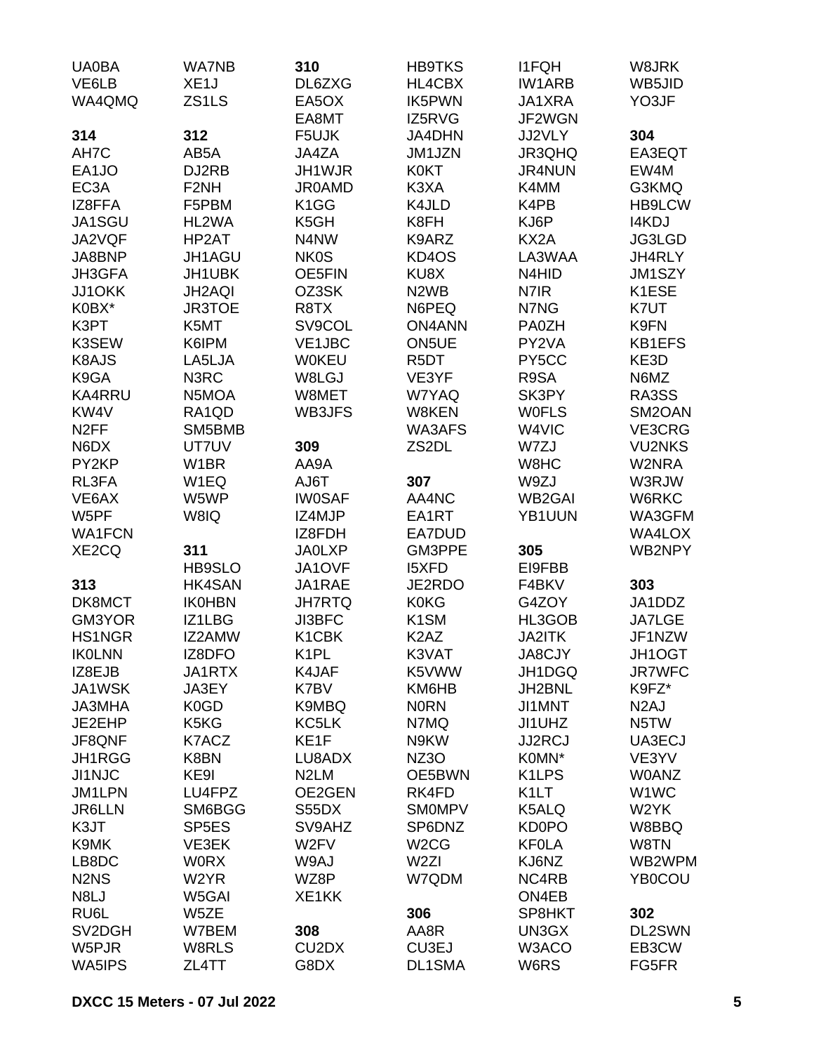UA0BA
VE6LB
WA4QMQ

**314**
AH7C
EA1JO
EC3A
IZ8FFA
JA1SGU
JA2VQF
JA8BNP
JH3GFA
JJ1OKK
K0BX*
K3PT
K3SEW
K8AJS
K9GA
KA4RRU
KW4V
N2FF
N6DX
PY2KP
RL3FA
VE6AX
W5PF
WA1FCN
XE2CQ

**313**
DK8MCT
GM3YOR
HS1NGR
IK0LNN
IZ8EJB
JA1WSK
JA3MHA
JE2EHP
JF8QNF
JH1RGG
JI1NJC
JM1LPN
JR6LLN
K3JT
K9MK
LB8DC
N2NS
N8LJ
RU6L
SV2DGH
W5PJR
WA5IPS

WA7NB
XE1J
ZS1LS

**312**
AB5A
DJ2RB
F2NH
F5PBM
HL2WA
HP2AT
JH1AGU
JH1UBK
JH2AQI
JR3TOE
K5MT
K6IPM
LA5LJA
N3RC
N5MOA
RA1QD
SM5BMB
UT7UV
W1BR
W1EQ
W5WP
W8IQ

**311**
HB9SLO
HK4SAN
IK0HBN
IZ1LBG
IZ2AMW
IZ8DFO
JA1RTX
JA3EY
K0GD
K5KG
K7ACZ
K8BN
KE9I
LU4FPZ
SM6BGG
SP5ES
VE3EK
W0RX
W2YR
W5GAI
W5ZE
W7BEM
W8RLS
ZL4TT

**310**
DL6ZXG
EA5OX
EA8MT
F5UJK
JA4ZA
JH1WJR
JR0AMD
K1GG
K5GH
N4NW
NK0S
OE5FIN
OZ3SK
R8TX
SV9COL
VE1JBC
W0KEU
W8LGJ
W8MET
WB3JFS

**309**
AA9A
AJ6T
IW0SAF
IZ4MJP
IZ8FDH
JA0LXP
JA1OVF
JA1RAE
JH7RTQ
JI3BFC
K1CBK
K1PL
K4JAF
K7BV
K9MBQ
KC5LK
KE1F
LU8ADX
N2LM
OE2GEN
S55DX
SV9AHZ
W2FV
W9AJ
WZ8P
XE1KK

**308**
CU2DX
G8DX

HB9TKS
HL4CBX
IK5PWN
IZ5RVG
JA4DHN
JM1JZN
K0KT
K3XA
K4JLD
K8FH
K9ARZ
KD4OS
KU8X
N2WB
N6PEQ
ON4ANN
ON5UE
R5DT
VE3YF
W7YAQ
W8KEN
WA3AFS
ZS2DL

**307**
AA4NC
EA1RT
EA7DUD
GM3PPE
I5XFD
JE2RDO
K0KG
K1SM
K2AZ
K3VAT
K5VWW
KM6HB
N0RN
N7MQ
N9KW
NZ3O
OE5BWN
RK4FD
SM0MPV
SP6DNZ
W2CG
W2ZI
W7QDM

**306**
AA8R
CU3EJ
DL1SMA

I1FQH
IW1ARB
JA1XRA
JF2WGN
JJ2VLY
JR3QHQ
JR4NUN
K4MM
K4PB
KJ6P
KX2A
LA3WAA
N4HID
N7IR
N7NG
PA0ZH
PY2VA
PY5CC
R9SA
SK3PY
W0FLS
W4VIC
W7ZJ
W8HC
W9ZJ
WB2GAI
YB1UUN

**305**
EI9FBB
F4BKV
G4ZOY
HL3GOB
JA2ITK
JA8CJY
JH1DGQ
JH2BNL
JI1MNT
JI1UHZ
JJ2RCJ
K0MN*
K1LPS
K1LT
K5ALQ
KD0PO
KF0LA
KJ6NZ
NC4RB
ON4EB
SP8HKT
UN3GX
W3ACO
W6RS

W8JRK
WB5JID
YO3JF

**304**
EA3EQT
EW4M
G3KMQ
HB9LCW
I4KDJ
JG3LGD
JH4RLY
JM1SZY
K1ESE
K7UT
K9FN
KB1EFS
KE3D
N6MZ
RA3SS
SM2OAN
VE3CRG
VU2NKS
W2NRA
W3RJW
W6RKC
WA3GFM
WA4LOX
WB2NPY

**303**
JA1DDZ
JA7LGE
JF1NZW
JH1OGT
JR7WFC
K9FZ*
N2AJ
N5TW
UA3ECJ
VE3YV
W0ANZ
W1WC
W2YK
W8BBQ
W8TN
WB2WPM
YB0COU

**302**
DL2SWN
EB3CW
FG5FR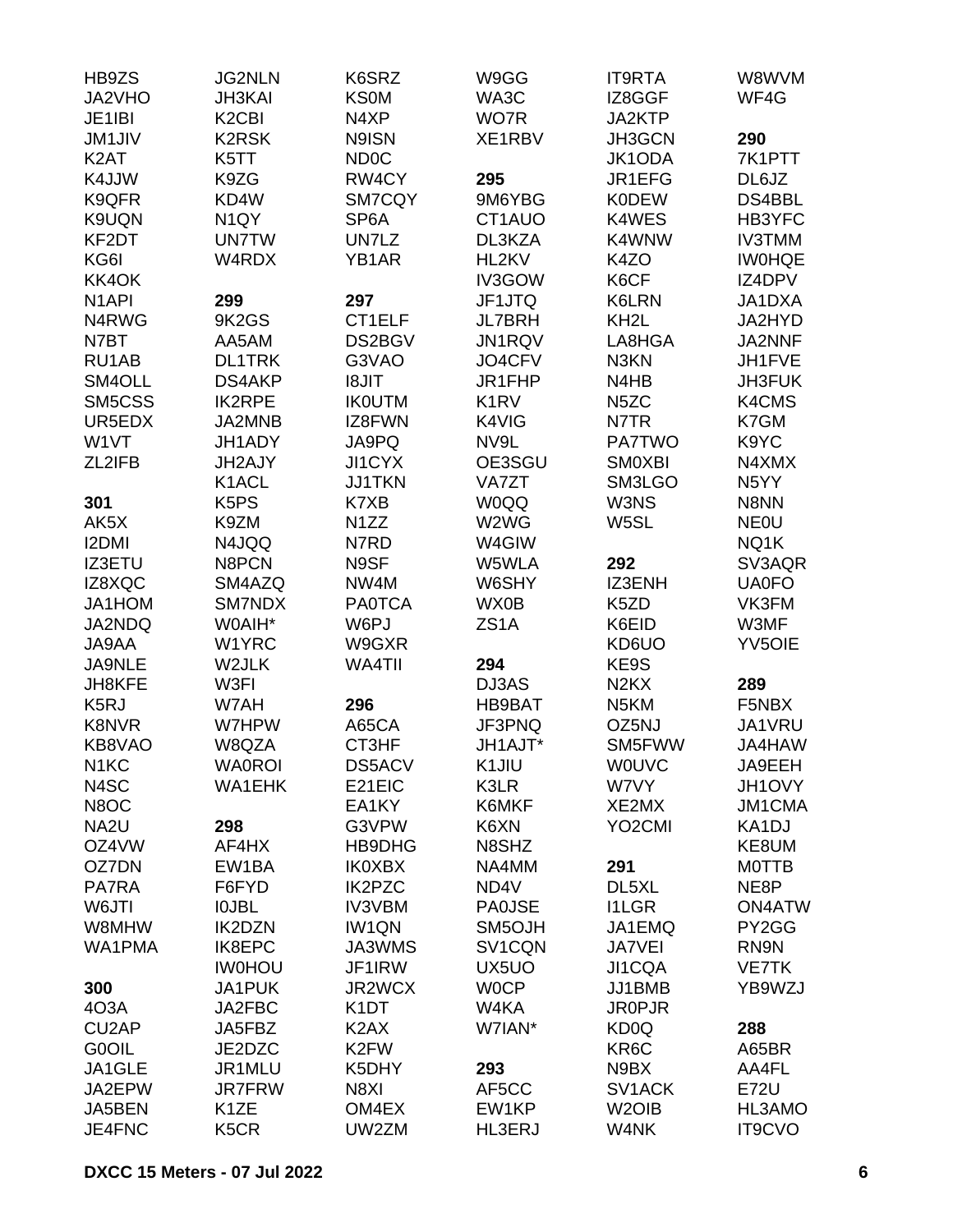HB9ZS
JA2VHO
JE1IBI
JM1JIV
K2AT
K4JJW
K9QFR
K9UQN
KF2DT
KG6I
KK4OK
N1API
N4RWG
N7BT
RU1AB
SM4OLL
SM5CSS
UR5EDX
W1VT
ZL2IFB

**301**
AK5X
I2DMI
IZ3ETU
IZ8XQC
JA1HOM
JA2NDQ
JA9AA
JA9NLE
JH8KFE
K5RJ
K8NVR
KB8VAO
N1KC
N4SC
N8OC
NA2U
OZ4VW
OZ7DN
PA7RA
W6JTI
W8MHW
WA1PMA

**300**
4O3A
CU2AP
G0OIL
JA1GLE
JA2EPW
JA5BEN
JE4FNC
JG2NLN
JH3KAI
K2CBI
K2RSK
K5TT
K9ZG
KD4W
N1QY
UN7TW
W4RDX

**299**
9K2GS
AA5AM
DL1TRK
DS4AKP
IK2RPE
JA2MNB
JH1ADY
JH2AJY
K1ACL
K5PS
K9ZM
N4JQQ
N8PCN
SM4AZQ
SM7NDX
W0AIH*
W1YRC
W2JLK
W3FI
W7AH
W7HPW
W8QZA
WA0ROI
WA1EHK

**298**
AF4HX
EW1BA
F6FYD
I0JBL
IK2DZN
IK8EPC
IW0HOU
JA1PUK
JA2FBC
JA5FBZ
JE2DZC
JR1MLU
JR7FRW
K1ZE
K5CR
K6SRZ
KS0M
N4XP
N9ISN
ND0C
RW4CY
SM7CQY
SP6A
UN7LZ
YB1AR

**297**
CT1ELF
DS2BGV
G3VAO
I8JIT
IK0UTM
IZ8FWN
JA9PQ
JI1CYX
JJ1TKN
K7XB
N1ZZ
N7RD
N9SF
NW4M
PA0TCA
W6PJ
W9GXR
WA4TII

**296**
A65CA
CT3HF
DS5ACV
E21EIC
EA1KY
G3VPW
HB9DHG
IK0XBX
IK2PZC
IV3VBM
IW1QN
JA3WMS
JF1IRW
JR2WCX
K1DT
K2AX
K2FW
K5DHY
N8XI
OM4EX
UW2ZM
W9GG
WA3C
WO7R
XE1RBV

**295**
9M6YBG
CT1AUO
DL3KZA
HL2KV
IV3GOW
JF1JTQ
JL7BRH
JN1RQV
JO4CFV
JR1FHP
K1RV
K4VIG
NV9L
OE3SGU
VA7ZT
W0QQ
W2WG
W4GIW
W5WLA
W6SHY
WX0B
ZS1A

**294**
DJ3AS
HB9BAT
JF3PNQ
JH1AJT*
K1JIU
K3LR
K6MKF
K6XN
N8SHZ
NA4MM
ND4V
PA0JSE
SM5OJH
SV1CQN
UX5UO
W0CP
W4KA
W7IAN*

**293**
AF5CC
EW1KP
HL3ERJ
IT9RTA
IZ8GGF
JA2KTP
JH3GCN
JK1ODA
JR1EFG
K0DEW
K4WES
K4WNW
K4ZO
K6CF
K6LRN
KH2L
LA8HGA
N3KN
N4HB
N5ZC
N7TR
PA7TWO
SM0XBI
SM3LGO
W3NS
W5SL

**292**
IZ3ENH
K5ZD
K6EID
KD6UO
KE9S
N2KX
N5KM
OZ5NJ
SM5FWW
W0UVC
W7VY
XE2MX
YO2CMI

**291**
DL5XL
I1LGR
JA1EMQ
JA7VEI
JI1CQA
JJ1BMB
JR0PJR
KD0Q
KR6C
N9BX
SV1ACK
W2OIB
W4NK
W8WVM
WF4G

**290**
7K1PTT
DL6JZ
DS4BBL
HB3YFC
IV3TMM
IW0HQE
IZ4DPV
JA1DXA
JA2HYD
JA2NNF
JH1FVE
JH3FUK
K4CMS
K7GM
K9YC
N4XMX
N5YY
N8NN
NE0U
NQ1K
SV3AQR
UA0FO
VK3FM
W3MF
YV5OIE

**289**
F5NBX
JA1VRU
JA4HAW
JA9EEH
JH1OVY
JM1CMA
KA1DJ
KE8UM
M0TTB
NE8P
ON4ATW
PY2GG
RN9N
VE7TK
YB9WZJ

**288**
A65BR
AA4FL
E72U
HL3AMO
IT9CVO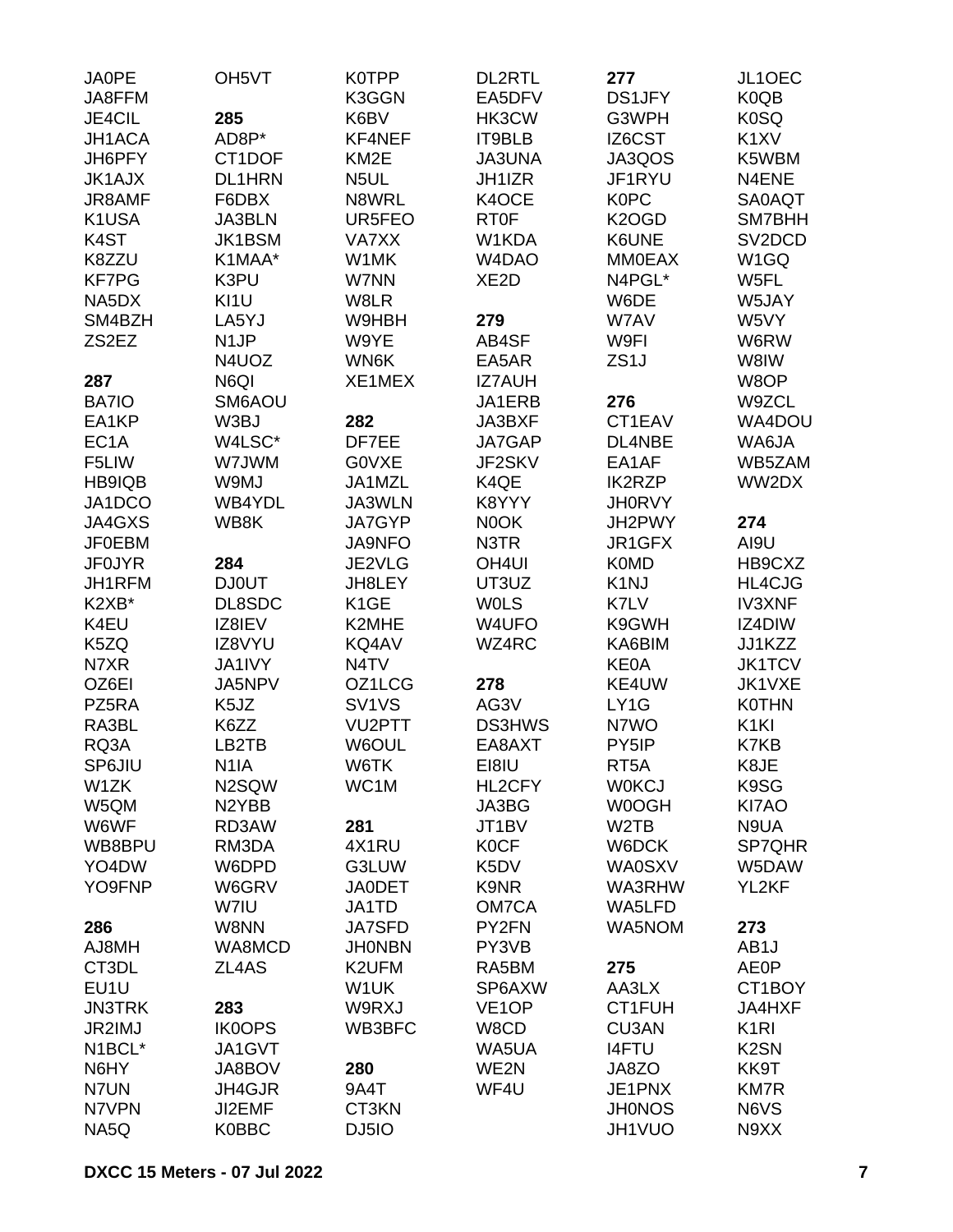JA0PE
JA8FFM
JE4CIL
JH1ACA
JH6PFY
JK1AJX
JR8AMF
K1USA
K4ST
K8ZZU
KF7PG
NA5DX
SM4BZH
ZS2EZ

**287**

BA7IO
EA1KP
EC1A
F5LIW
HB9IQB
JA1DCO
JA4GXS
JF0EBM
JF0JYR
JH1RFM
K2XB*
K4EU
K5ZQ
N7XR
OZ6EI
PZ5RA
RA3BL
RQ3A
SP6JIU
W1ZK
W5QM
W6WF
WB8BPU
YO4DW
YO9FNP

**286**

AJ8MH
CT3DL
EU1U
JN3TRK
JR2IMJ
N1BCL*
N6HY
N7UN
N7VPN
NA5Q
OH5VT

**285**

AD8P*
CT1DOF
DL1HRN
F6DBX
JA3BLN
JK1BSM
K1MAA*
K3PU
KI1U
LA5YJ
N1JP
N4UOZ
N6QI
SM6AOU
W3BJ
W4LSC*
W7JWM
W9MJ
WB4YDL
WB8K

**284**

DJ0UT
DL8SDC
IZ8IEV
IZ8VYU
JA1IVY
JA5NPV
K5JZ
K6ZZ
LB2TB
N1IA
N2SQW
N2YBB
RD3AW
RM3DA
W6DPD
W6GRV
W7IU
W8NN
WA8MCD
ZL4AS

**283**

IK0OPS
JA1GVT
JA8BOV
JH4GJR
JI2EMF
K0BBC
K0TPP
K3GGN
K6BV
KF4NEF
KM2E
N5UL
N8WRL
UR5FEO
VA7XX
W1MK
W7NN
W8LR
W9HBH
W9YE
WN6K
XE1MEX

**282**

DF7EE
G0VXE
JA1MZL
JA3WLN
JA7GYP
JA9NFO
JE2VLG
JH8LEY
K1GE
K2MHE
KQ4AV
N4TV
OZ1LCG
SV1VS
VU2PTT
W6OUL
W6TK
WC1M

**281**

4X1RU
G3LUW
JA0DET
JA1TD
JA7SFD
JH0NBN
K2UFM
W1UK
W9RXJ
WB3BFC

**280**

9A4T
CT3KN
DJ5IO
DL2RTL
EA5DFV
HK3CW
IT9BLB
JA3UNA
JH1IZR
K4OCE
RT0F
W1KDA
W4DAO
XE2D

**279**

AB4SF
EA5AR
IZ7AUH
JA1ERB
JA3BXF
JA7GAP
JF2SKV
K4QE
K8YYY
N0OK
N3TR
OH4UI
UT3UZ
W0LS
W4UFO
WZ4RC

**278**

AG3V
DS3HWS
EA8AXT
EI8IU
HL2CFY
JA3BG
JT1BV
K0CF
K5DV
K9NR
OM7CA
PY2FN
PY3VB
RA5BM
SP6AXW
VE1OP
W8CD
WA5UA
WE2N
WF4U

**277**

DS1JFY
G3WPH
IZ6CST
JA3QOS
JF1RYU
K0PC
K2OGD
K6UNE
MM0EAX
N4PGL*
W6DE
W7AV
W9FI
ZS1J

**276**

CT1EAV
DL4NBE
EA1AF
IK2RZP
JH0RVY
JH2PWY
JR1GFX
K0MD
K1NJ
K7LV
K9GWH
KA6BIM
KE0A
KE4UW
LY1G
N7WO
PY5IP
RT5A
W0KCJ
W0OGH
W2TB
W6DCK
WA0SXV
WA3RHW
WA5LFD
WA5NOM

**275**

AA3LX
CT1FUH
CU3AN
I4FTU
JA8ZO
JE1PNX
JH0NOS
JH1VUO
JL1OEC
K0QB
K0SQ
K1XV
K5WBM
N4ENE
SA0AQT
SM7BHH
SV2DCD
W1GQ
W5FL
W5JAY
W5VY
W6RW
W8IW
W8OP
W9ZCL
WA4DOU
WA6JA
WB5ZAM
WW2DX

**274**

AI9U
HB9CXZ
HL4CJG
IV3XNF
IZ4DIW
JJ1KZZ
JK1TCV
JK1VXE
K0THN
K1KI
K7KB
K8JE
K9SG
KI7AO
N9UA
SP7QHR
W5DAW
YL2KF

**273**

AB1J
AE0P
CT1BOY
JA4HXF
K1RI
K2SN
KK9T
KM7R
N6VS
N9XX

DXCC 15 Meters - 07 Jul 2022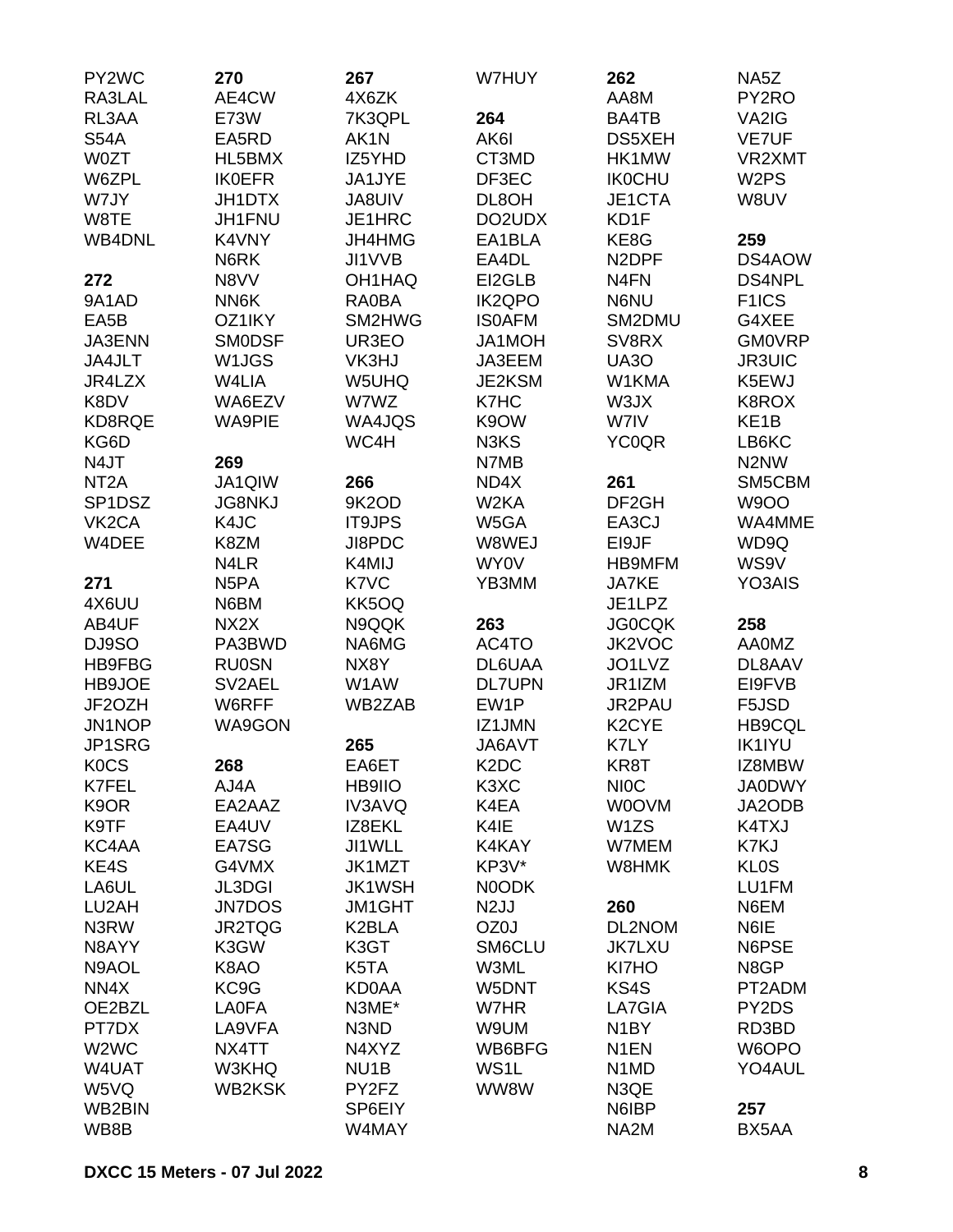PY2WC
RA3LAL
RL3AA
S54A
W0ZT
W6ZPL
W7JY
W8TE
WB4DNL

**272**
9A1AD
EA5B
JA3ENN
JA4JLT
JR4LZX
K8DV
KD8RQE
KG6D
N4JT
NT2A
SP1DSZ
VK2CA
W4DEE

**271**
4X6UU
AB4UF
DJ9SO
HB9FBG
HB9JOE
JF2OZH
JN1NOP
JP1SRG
K0CS
K7FEL
K9OR
K9TF
KC4AA
KE4S
LA6UL
LU2AH
N3RW
N8AYY
N9AOL
NN4X
OE2BZL
PT7DX
W2WC
W4UAT
W5VQ
WB2BIN
WB8B

**270**
AE4CW
E73W
EA5RD
HL5BMX
IK0EFR
JH1DTX
JH1FNU
K4VNY
N6RK
N8VV
NN6K
OZ1IKY
SM0DSF
W1JGS
W4LIA
WA6EZV
WA9PIE

**269**
JA1QIW
JG8NKJ
K4JC
K8ZM
N4LR
N5PA
N6BM
NX2X
PA3BWD
RU0SN
SV2AEL
W6RFF
WA9GON

**268**
AJ4A
EA2AAZ
EA4UV
EA7SG
G4VMX
JL3DGI
JN7DOS
JR2TQG
K3GW
K8AO
KC9G
LA0FA
LA9VFA
NX4TT
W3KHQ
WB2KSK

**267**
4X6ZK
7K3QPL
AK1N
IZ5YHD
JA1JYE
JA8UIV
JE1HRC
JH4HMG
JI1VVB
OH1HAQ
RA0BA
SM2HWG
UR3EO
VK3HJ
W5UHQ
W7WZ
WA4JQS
WC4H

**266**
9K2OD
IT9JPS
JI8PDC
K4MIJ
K7VC
KK5OQ
N9QQK
NA6MG
NX8Y
W1AW
WB2ZAB

**265**
EA6ET
HB9IIO
IV3AVQ
IZ8EKL
JI1WLL
JK1MZT
JK1WSH
JM1GHT
K2BLA
K3GT
K5TA
KD0AA
N3ME*
N3ND
N4XYZ
NU1B
PY2FZ
SP6EIY
W4MAY

W7HUY

**264**
AK6I
CT3MD
DF3EC
DL8OH
DO2UDX
EA1BLA
EA4DL
EI2GLB
IK2QPO
IS0AFM
JA1MOH
JA3EEM
JE2KSM
K7HC
K9OW
N3KS
N7MB
ND4X
W2KA
W5GA
W8WEJ
WY0V
YB3MM

**263**
AC4TO
DL6UAA
DL7UPN
EW1P
IZ1JMN
JA6AVT
K2DC
K3XC
K4EA
K4IE
K4KAY
KP3V*
N0ODK
N2JJ
OZ0J
SM6CLU
W3ML
W5DNT
W7HR
W9UM
WB6BFG
WS1L
WW8W

**262**
AA8M
BA4TB
DS5XEH
HK1MW
IK0CHU
JE1CTA
KD1F
KE8G
N2DPF
N4FN
N6NU
SM2DMU
SV8RX
UA3O
W1KMA
W3JX
W7IV
YC0QR

**261**
DF2GH
EA3CJ
EI9JF
HB9MFM
JA7KE
JE1LPZ
JG0CQK
JK2VOC
JO1LVZ
JR1IZM
JR2PAU
K2CYE
K7LY
KR8T
NI0C
W0OVM
W1ZS
W7MEM
W8HMK

**260**
DL2NOM
JK7LXU
KI7HO
KS4S
LA7GIA
N1BY
N1EN
N1MD
N3QE
N6IBP
NA2M

NA5Z
PY2RO
VA2IG
VE7UF
VR2XMT
W2PS
W8UV

**259**
DS4AOW
DS4NPL
F1ICS
G4XEE
GM0VRP
JR3UIC
K5EWJ
K8ROX
KE1B
LB6KC
N2NW
SM5CBM
W9OO
WA4MME
WD9Q
WS9V
YO3AIS

**258**
AA0MZ
DL8AAV
EI9FVB
F5JSD
HB9CQL
IK1IYU
IZ8MBW
JA0DWY
JA2ODB
K4TXJ
K7KJ
KL0S
LU1FM
N6EM
N6IE
N6PSE
N8GP
PT2ADM
PY2DS
RD3BD
W6OPO
YO4AUL

**257**
BX5AA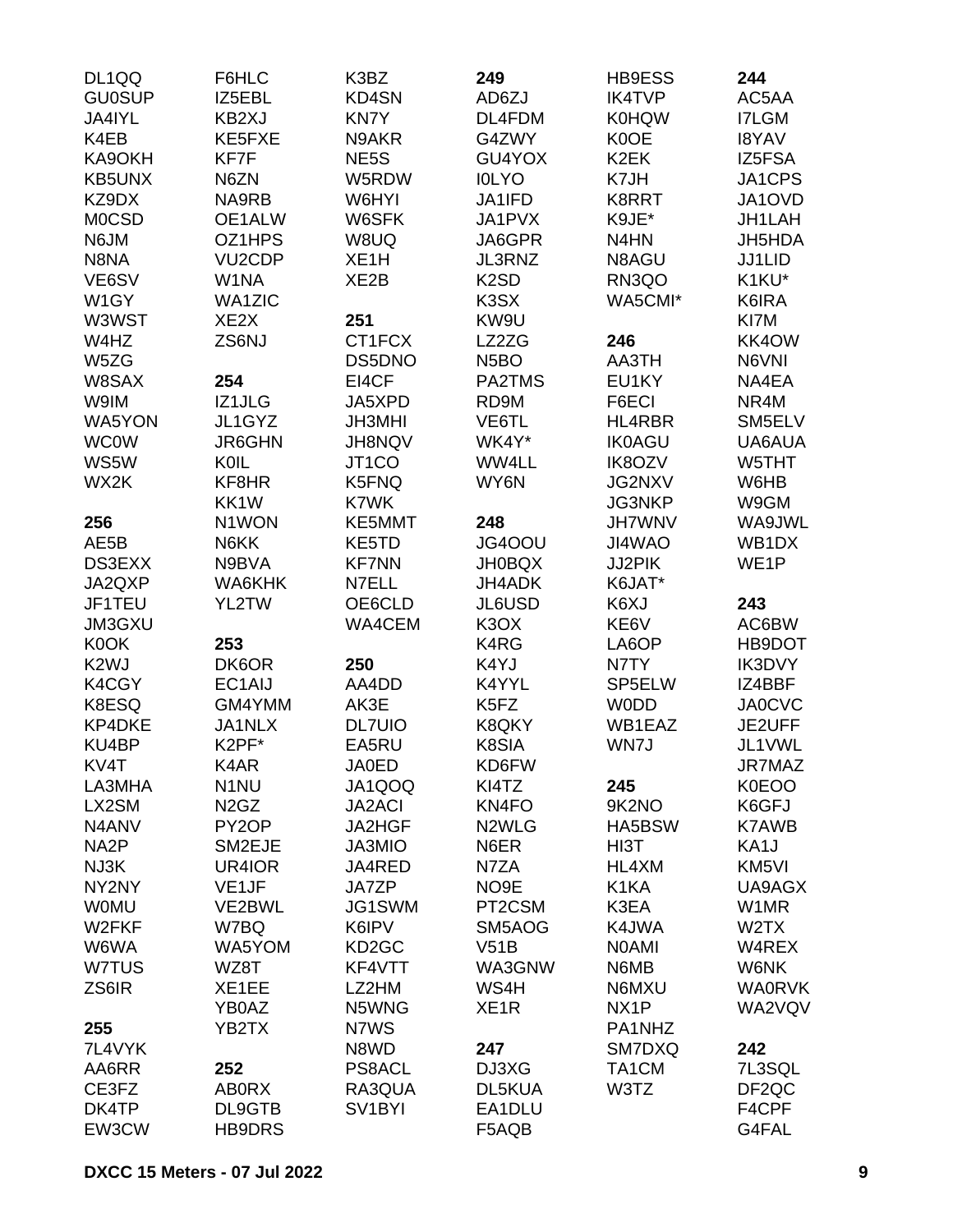DL1QQ
GU0SUP
JA4IYL
K4EB
KA9OKH
KB5UNX
KZ9DX
M0CSD
N6JM
N8NA
VE6SV
W1GY
W3WST
W4HZ
W5ZG
W8SAX
W9IM
WA5YON
WC0W
WS5W
WX2K

**256**
AE5B
DS3EXX
JA2QXP
JF1TEU
JM3GXU
K0OK
K2WJ
K4CGY
K8ESQ
KP4DKE
KU4BP
KV4T
LA3MHA
LX2SM
N4ANV
NA2P
NJ3K
NY2NY
W0MU
W2FKF
W6WA
W7TUS
ZS6IR

**255**
7L4VYK
AA6RR
CE3FZ
DK4TP
EW3CW

F6HLC
IZ5EBL
KB2XJ
KE5FXE
KF7F
N6ZN
NA9RB
OE1ALW
OZ1HPS
VU2CDP
W1NA
WA1ZIC
XE2X
ZS6NJ

**254**
IZ1JLG
JL1GYZ
JR6GHN
K0IL
KF8HR
KK1W
N1WON
N6KK
N9BVA
WA6KHK
YL2TW

**253**
DK6OR
EC1AIJ
GM4YMM
JA1NLX
K2PF*
K4AR
N1NU
N2GZ
PY2OP
SM2EJE
UR4IOR
VE1JF
VE2BWL
W7BQ
WA5YOM
WZ8T
XE1EE
YB0AZ
YB2TX

**252**
AB0RX
DL9GTB
HB9DRS

K3BZ
KD4SN
KN7Y
N9AKR
NE5S
W5RDW
W6HYI
W6SFK
W8UQ
XE1H
XE2B

**251**
CT1FCX
DS5DNO
EI4CF
JA5XPD
JH3MHI
JH8NQV
JT1CO
K5FNQ
K7WK
KE5MMT
KE5TD
KF7NN
N7ELL
OE6CLD
WA4CEM

**250**
AA4DD
AK3E
DL7UIO
EA5RU
JA0ED
JA1QOQ
JA2ACI
JA2HGF
JA3MIO
JA4RED
JA7ZP
JG1SWM
K6IPV
KD2GC
KF4VTT
LZ2HM
N5WNG
N7WS
N8WD
PS8ACL
RA3QUA
SV1BYI

**249**
AD6ZJ
DL4FDM
G4ZWY
GU4YOX
I0LYO
JA1IFD
JA1PVX
JA6GPR
JL3RNZ
K2SD
K3SX
KW9U
LZ2ZG
N5BO
PA2TMS
RD9M
VE6TL
WK4Y*
WW4LL
WY6N

**248**
JG4OOU
JH0BQX
JH4ADK
JL6USD
K3OX
K4RG
K4YJ
K4YYL
K5FZ
K8QKY
K8SIA
KD6FW
KI4TZ
KN4FO
N2WLG
N6ER
N7ZA
NO9E
PT2CSM
SM5AOG
V51B
WA3GNW
WS4H
XE1R

**247**
DJ3XG
DL5KUA
EA1DLU
F5AQB

HB9ESS
IK4TVP
K0HQW
K0OE
K2EK
K7JH
K8RRT
K9JE*
N4HN
N8AGU
RN3QO
WA5CMI*

**246**
AA3TH
EU1KY
F6ECI
HL4RBR
IK0AGU
IK8OZV
JG2NXV
JG3NKP
JH7WNV
JI4WAO
JJ2PIK
K6JAT*
K6XJ
KE6V
LA6OP
N7TY
SP5ELW
W0DD
WB1EAZ
WN7J

**245**
9K2NO
HA5BSW
HI3T
HL4XM
K1KA
K3EA
K4JWA
N0AMI
N6MB
N6MXU
NX1P
PA1NHZ
SM7DXQ
TA1CM
W3TZ

**244**
AC5AA
I7LGM
I8YAV
IZ5FSA
JA1CPS
JA1OVD
JH1LAH
JH5HDA
JJ1LID
K1KU*
K6IRA
KI7M
KK4OW
N6VNI
NA4EA
NR4M
SM5ELV
UA6AUA
W5THT
W6HB
W9GM
WA9JWL
WB1DX
WE1P

**243**
AC6BW
HB9DOT
IK3DVY
IZ4BBF
JA0CVC
JE2UFF
JL1VWL
JR7MAZ
K0EOO
K6GFJ
K7AWB
KA1J
KM5VI
UA9AGX
W1MR
W2TX
W4REX
W6NK
WA0RVK
WA2VQV

**242**
7L3SQL
DF2QC
F4CPF
G4FAL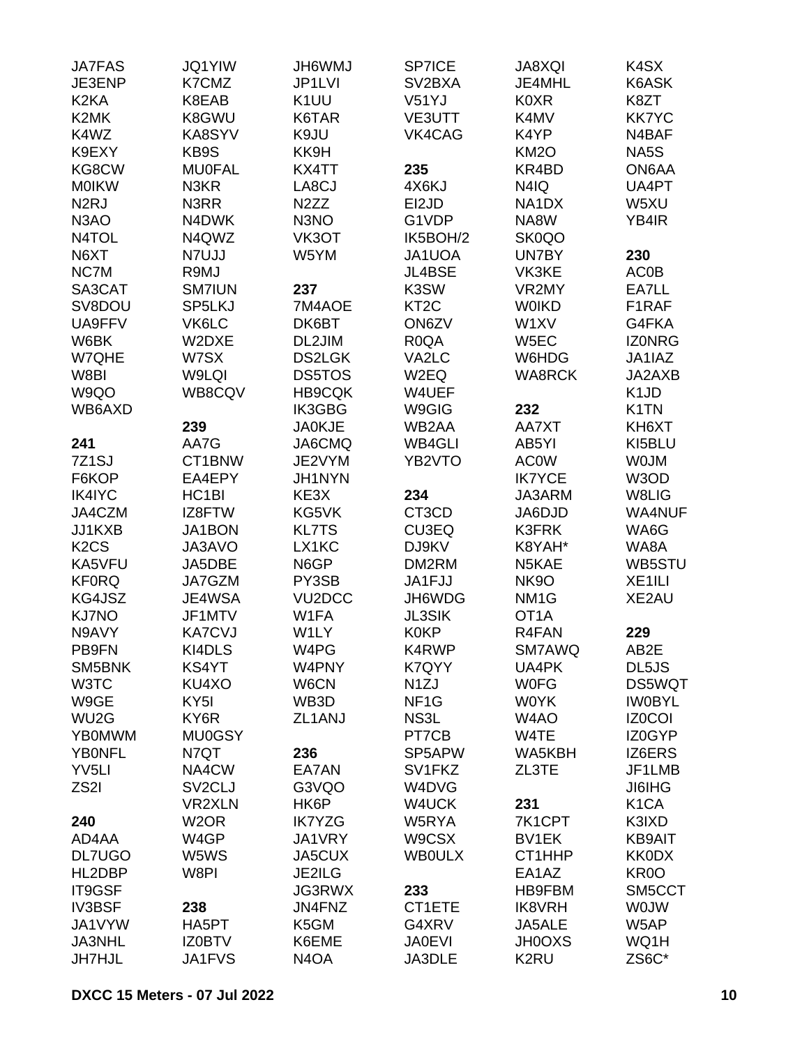JA7FAS
JE3ENP
K2KA
K2MK
K4WZ
K9EXY
KG8CW
M0IKW
N2RJ
N3AO
N4TOL
N6XT
NC7M
SA3CAT
SV8DOU
UA9FFV
W6BK
W7QHE
W8BI
W9QO
WB6AXD

**241**

7Z1SJ
F6KOP
IK4IYC
JA4CZM
JJ1KXB
K2CS
KA5VFU
KF0RQ
KG4JSZ
KJ7NO
N9AVY
PB9FN
SM5BNK
W3TC
W9GE
WU2G
YB0MWM
YB0NFL
YV5LI
ZS2I

**240**

AD4AA
DL7UGO
HL2DBP
IT9GSF
IV3BSF
JA1VYW
JA3NHL
JH7HJL

JQ1YIW
K7CMZ
K8EAB
K8GWU
KA8SYV
KB9S
MU0FAL
N3KR
N3RR
N4DWK
N4QWZ
N7UJJ
R9MJ
SM7IUN
SP5LKJ
VK6LC
W2DXE
W7SX
W9LQI
WB8CQV

**239**

AA7G
CT1BNW
EA4EPY
HC1BI
IZ8FTW
JA1BON
JA3AVO
JA5DBE
JA7GZM
JE4WSA
JF1MTV
KA7CVJ
KI4DLS
KS4YT
KU4XO
KY5I
KY6R
MU0GSY
N7QT
NA4CW
SV2CLJ
VR2XLN
W2OR
W4GP
W5WS
W8PI

**238**

HA5PT
IZ0BTV
JA1FVS

JH6WMJ
JP1LVI
K1UU
K6TAR
K9JU
KK9H
KX4TT
LA8CJ
N2ZZ
N3NO
VK3OT
W5YM

**237**

7M4AOE
DK6BT
DL2JIM
DS2LGK
DS5TOS
HB9CQK
IK3GBG
JA0KJE
JA6CMQ
JE2VYM
JH1NYN
KE3X
KG5VK
KL7TS
LX1KC
N6GP
PY3SB
VU2DCC
W1FA
W1LY
W4PG
W4PNY
W6CN
WB3D
ZL1ANJ

**236**

EA7AN
G3VQO
HK6P
IK7YZG
JA1VRY
JA5CUX
JE2ILG
JG3RWX
JN4FNZ
K5GM
K6EME
N4OA

SP7ICE
SV2BXA
V51YJ
VE3UTT
VK4CAG

**235**

4X6KJ
EI2JD
G1VDP
IK5BOH/2
JA1UOA
JL4BSE
K3SW
KT2C
ON6ZV
R0QA
VA2LC
W2EQ
W4UEF
W9GIG
WB2AA
WB4GLI
YB2VTO

**234**

CT3CD
CU3EQ
DJ9KV
DM2RM
JA1FJJ
JH6WDG
JL3SIK
K0KP
K4RWP
K7QYY
N1ZJ
NF1G
NS3L
PT7CB
SP5APW
SV1FKZ
W4DVG
W4UCK
W5RYA
W9CSX
WB0ULX

**233**

CT1ETE
G4XRV
JA0EVI
JA3DLE

JA8XQI
JE4MHL
K0XR
K4MV
K4YP
KM2O
KR4BD
N4IQ
NA1DX
NA8W
SK0QO
UN7BY
VK3KE
VR2MY
W0IKD
W1XV
W5EC
W6HDG
WA8RCK

**232**

AA7XT
AB5YI
AC0W
IK7YCE
JA3ARM
JA6DJD
K3FRK
K8YAH*
N5KAE
NK9O
NM1G
OT1A
R4FAN
SM7AWQ
UA4PK
W0FG
W0YK
W4AO
W4TE
WA5KBH
ZL3TE

**231**

7K1CPT
BV1EK
CT1HHP
EA1AZ
HB9FBM
IK8VRH
JA5ALE
JH0OXS
K2RU

K4SX
K6ASK
K8ZT
KK7YC
N4BAF
NA5S
ON6AA
UA4PT
W5XU
YB4IR

**230**

AC0B
EA7LL
F1RAF
G4FKA
IZ0NRG
JA1IAZ
JA2AXB
K1JD
K1TN
KH6XT
KI5BLU
W0JM
W3OD
W8LIG
WA4NUF
WA6G
WA8A
WB5STU
XE1ILI
XE2AU

**229**

AB2E
DL5JS
DS5WQT
IW0BYL
IZ0COI
IZ0GYP
IZ6ERS
JF1LMB
JI6IHG
K1CA
K3IXD
KB9AIT
KK0DX
KR0O
SM5CCT
W0JW
W5AP
WQ1H
ZS6C*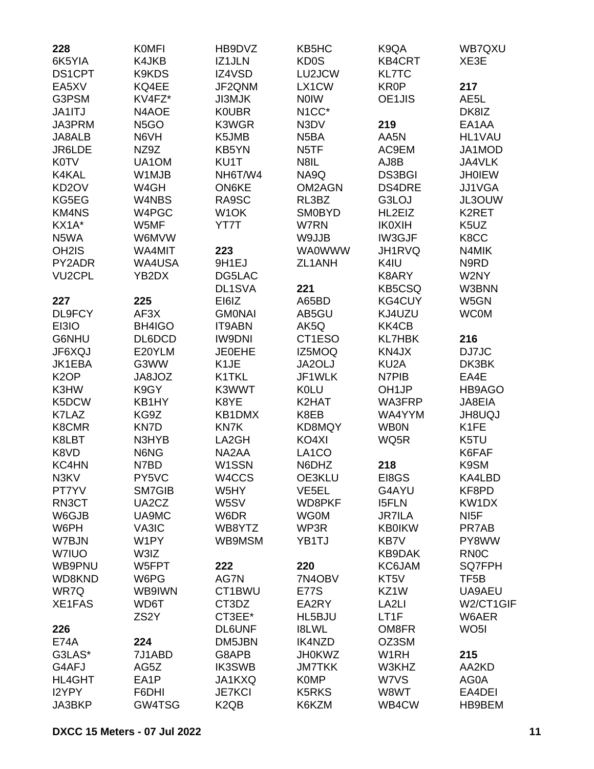**228**
6K5YIA
DS1CPT
EA5XV
G3PSM
JA1ITJ
JA3PRM
JA8ALB
JR6LDE
K0TV
K4KAL
KD2OV
KG5EG
KM4NS
KX1A*
N5WA
OH2IS
PY2ADR
VU2CPL

**227**
DL9FCY
EI3IO
G6NHU
JF6XQJ
JK1EBA
K2OP
K3HW
K5DCW
K7LAZ
K8CMR
K8LBT
K8VD
KC4HN
N3KV
PT7YV
RN3CT
W6GJB
W6PH
W7BJN
W7IUO
WB9PNU
WD8KND
WR7Q
XE1FAS

**226**
E74A
G3LAS*
G4AFJ
HL4GHT
I2YPY
JA3BKP

K0MFI
K4JKB
K9KDS
KQ4EE
KV4FZ*
N4AOE
N5GO
N6VH
NZ9Z
UA1OM
W1MJB
W4GH
W4NBS
W4PGC
W5MF
W6MVW
WA4MIT
WA4USA
YB2DX

**225**
AF3X
BH4IGO
DL6DCD
E20YLM
G3WW
JA8JOZ
K9GY
KB1HY
KG9Z
KN7D
N3HYB
N6NG
N7BD
PY5VC
SM7GIB
UA2CZ
UA9MC
VA3IC
W1PY
W3IZ
W5FPT
W6PG
WB9IWN
WD6T
ZS2Y

**224**
7J1ABD
AG5Z
EA1P
F6DHI
GW4TSG

HB9DVZ
IZ1JLN
IZ4VSD
JF2QNM
JI3MJK
K0UBR
K3WGR
K5JMB
KB5YN
KU1T
NH6T/W4
ON6KE
RA9SC
W1OK
YT7T

**223**
9H1EJ
DG5LAC
DL1SVA
EI6IZ
GM0NAI
IT9ABN
IW9DNI
JE0EHE
K1JE
K1TKL
K3WWT
K8YE
KB1DMX
KN7K
LA2GH
NA2AA
W1SSN
W4CCS
W5HY
W5SV
W6DR
WB8YTZ
WB9MSM

**222**
AG7N
CT1BWU
CT3DZ
CT3EE*
DL6UNF
DM5JBN
G8APB
IK3SWB
JA1KXQ
JE7KCI
K2QB

KB5HC
KD0S
LU2JCW
LX1CW
N0IW
N1CC*
N3DV
N5BA
N5TF
N8IL
NA9Q
OM2AGN
RL3BZ
SM0BYD
W7RN
W9JJB
WA0WWW
ZL1ANH

**221**
A65BD
AB5GU
AK5Q
CT1ESO
IZ5MOQ
JA2OLJ
JF1WLK
K0LU
K2HAT
K8EB
KD8MQY
KO4XI
LA1CO
N6DHZ
OE3KLU
VE5EL
WD8PKF
WG0M
WP3R
YB1TJ

**220**
7N4OBV
E77S
EA2RY
HL5BJU
I8LWL
IK4NZD
JH0KWZ
JM7TKK
K0MP
K5RKS
K6KZM

K9QA
KB4CRT
KL7TC
KR0P
OE1JIS

**219**
AA5N
AC9EM
AJ8B
DS3BGI
DS4DRE
G3LOJ
HL2EIZ
IK0XIH
IW3GJF
JH1RVQ
K4IU
K8ARY
KB5CSQ
KG4CUY
KJ4UZU
KK4CB
KL7HBK
KN4JX
KU2A
N7PIB
OH1JP
WA3FRP
WA4YYM
WB0N
WQ5R

**218**
EI8GS
G4AYU
I5FLN
JR7ILA
KB0IKW
KB7V
KB9DAK
KC6JAM
KT5V
KZ1W
LA2LI
LT1F
OM8FR
OZ3SM
W1RH
W3KHZ
W7VS
W8WT
WB4CW

WB7QXU
XE3E

**217**
AE5L
DK8IZ
EA1AA
HL1VAU
JA1MOD
JA4VLK
JH0IEW
JJ1VGA
JL3OUW
K2RET
K5UZ
K8CC
N4MIK
N9RD
W2NY
W3BNN
W5GN
WC0M

**216**
DJ7JC
DK3BK
EA4E
HB9AGO
JA8EIA
JH8UQJ
K1FE
K5TU
K6FAF
K9SM
KA4LBD
KF8PD
KW1DX
NI5F
PR7AB
PY8WW
RN0C
SQ7FPH
TF5B
UA9AEU
W2/CT1GIF
W6AER
WO5I

**215**
AA2KD
AG0A
EA4DEI
HB9BEM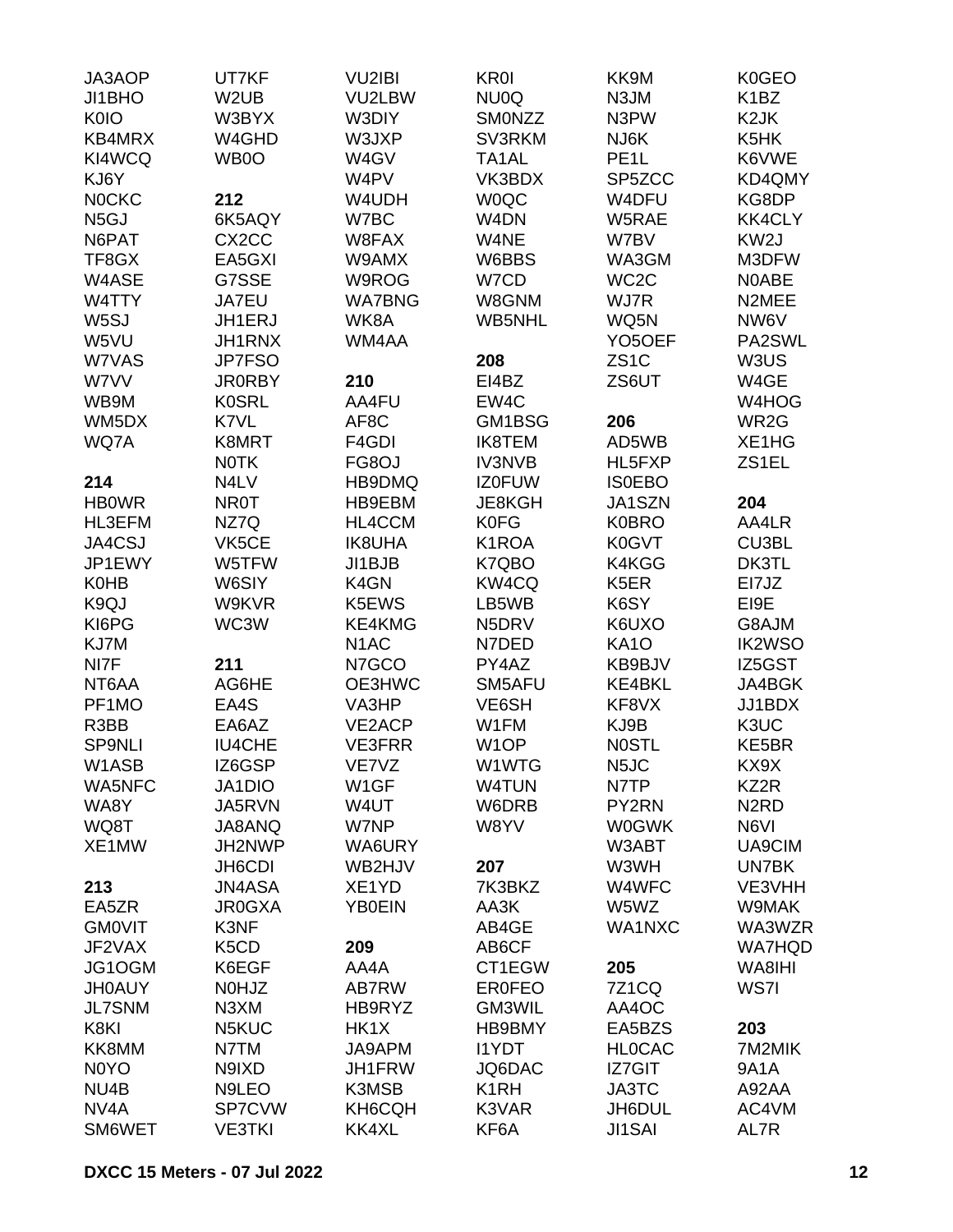JA3AOP
JI1BHO
K0IO
KB4MRX
KI4WCQ
KJ6Y
N0CKC
N5GJ
N6PAT
TF8GX
W4ASE
W4TTY
W5SJ
W5VU
W7VAS
W7VV
WB9M
WM5DX
WQ7A

**214**

HB0WR
HL3EFM
JA4CSJ
JP1EWY
K0HB
K9QJ
KI6PG
KJ7M
NI7F
NT6AA
PF1MO
R3BB
SP9NLI
W1ASB
WA5NFC
WA8Y
WQ8T
XE1MW

**213**

EA5ZR
GM0VIT
JF2VAX
JG1OGM
JH0AUY
JL7SNM
K8KI
KK8MM
N0YO
NU4B
NV4A
SM6WET
UT7KF
W2UB
W3BYX
W4GHD
WB0O

**212**

6K5AQY
CX2CC
EA5GXI
G7SSE
JA7EU
JH1ERJ
JH1RNX
JP7FSO
JR0RBY
K0SRL
K7VL
K8MRT
N0TK
N4LV
NR0T
NZ7Q
VK5CE
W5TFW
W6SIY
W9KVR
WC3W

**211**

AG6HE
EA4S
EA6AZ
IU4CHE
IZ6GSP
JA1DIO
JA5RVN
JA8ANQ
JH2NWP
JH6CDI
JN4ASA
JR0GXA
K3NF
K5CD
K6EGF
N0HJZ
N3XM
N5KUC
N7TM
N9IXD
N9LEO
SP7CVW
VE3TKI
VU2IBI
VU2LBW
W3DIY
W3JXP
W4GV
W4PV
W4UDH
W7BC
W8FAX
W9AMX
W9ROG
WA7BNG
WK8A
WM4AA

**210**

AA4FU
AF8C
F4GDI
FG8OJ
HB9DMQ
HB9EBM
HL4CCM
IK8UHA
JI1BJB
K4GN
K5EWS
KE4KMG
N1AC
N7GCO
OE3HWC
VA3HP
VE2ACP
VE3FRR
VE7VZ
W1GF
W4UT
W7NP
WA6URY
WB2HJV
XE1YD
YB0EIN

**209**

AA4A
AB7RW
HB9RYZ
HK1X
JA9APM
JH1FRW
K3MSB
KH6CQH
KK4XL
KR0I
NU0Q
SM0NZZ
SV3RKM
TA1AL
VK3BDX
W0QC
W4DN
W4NE
W6BBS
W7CD
W8GNM
WB5NHL

**208**

EI4BZ
EW4C
GM1BSG
IK8TEM
IV3NVB
IZ0FUW
JE8KGH
K0FG
K1ROA
K7QBO
KW4CQ
LB5WB
N5DRV
N7DED
PY4AZ
SM5AFU
VE6SH
W1FM
W1OP
W1WTG
W4TUN
W6DRB
W8YV

**207**

7K3BKZ
AA3K
AB4GE
AB6CF
CT1EGW
ER0FEO
GM3WIL
HB9BMY
I1YDT
JQ6DAC
K1RH
K3VAR
KF6A
KK9M
N3JM
N3PW
NJ6K
PE1L
SP5ZCC
W4DFU
W5RAE
W7BV
WA3GM
WC2C
WJ7R
WQ5N
YO5OEF
ZS1C
ZS6UT

**206**

AD5WB
HL5FXP
IS0EBO
JA1SZN
K0BRO
K0GVT
K4KGG
K5ER
K6SY
K6UXO
KA1O
KB9BJV
KE4BKL
KF8VX
KJ9B
N0STL
N5JC
N7TP
PY2RN
W0GWK
W3ABT
W3WH
W4WFC
W5WZ
WA1NXC

**205**

7Z1CQ
AA4OC
EA5BZS
HL0CAC
IZ7GIT
JA3TC
JH6DUL
JI1SAI
K0GEO
K1BZ
K2JK
K5HK
K6VWE
KD4QMY
KG8DP
KK4CLY
KW2J
M3DFW
N0ABE
N2MEE
NW6V
PA2SWL
W3US
W4GE
W4HOG
WR2G
XE1HG
ZS1EL

**204**

AA4LR
CU3BL
DK3TL
EI7JZ
EI9E
G8AJM
IK2WSO
IZ5GST
JA4BGK
JJ1BDX
K3UC
KE5BR
KX9X
KZ2R
N2RD
N6VI
UA9CIM
UN7BK
VE3VHH
W9MAK
WA3WZR
WA7HQD
WA8IHI
WS7I

**203**

7M2MIK
9A1A
A92AA
AC4VM
AL7R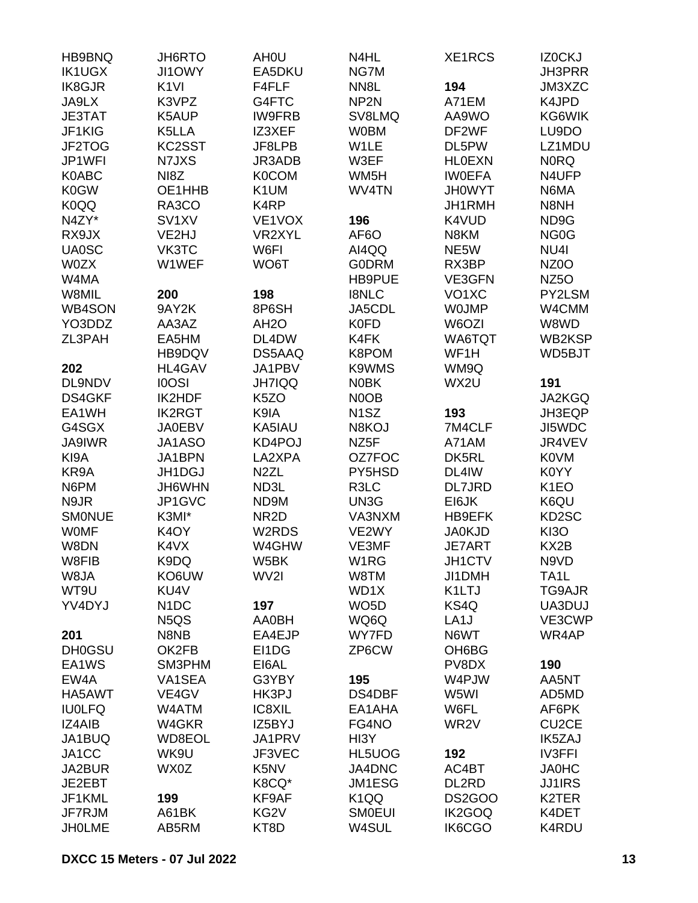HB9BNQ
IK1UGX
IK8GJR
JA9LX
JE3TAT
JF1KIG
JF2TOG
JP1WFI
K0ABC
K0GW
K0QQ
N4ZY*
RX9JX
UA0SC
W0ZX
W4MA
W8MIL
WB4SON
YO3DDZ
ZL3PAH

**202**
DL9NDV
DS4GKF
EA1WH
G4SGX
JA9IWR
KI9A
KR9A
N6PM
N9JR
SM0NUE
W0MF
W8DN
W8FIB
W8JA
WT9U
YV4DYJ

**201**
DH0GSU
EA1WS
EW4A
HA5AWT
IU0LFQ
IZ4AIB
JA1BUQ
JA1CC
JA2BUR
JE2EBT
JF1KML
JF7RJM
JH0LME

JH6RTO
JI1OWY
K1VI
K3VPZ
K5AUP
K5LLA
KC2SST
N7JXS
NI8Z
OE1HHB
RA3CO
SV1XV
VE2HJ
VK3TC
W1WEF

**200**
9AY2K
AA3AZ
EA5HM
HB9DQV
HL4GAV
I0OSI
IK2HDF
IK2RGT
JA0EBV
JA1ASO
JA1BPN
JH1DGJ
JH6WHN
JP1GVC
K3MI*
K4OY
K4VX
K9DQ
KO6UW
KU4V
N1DC
N5QS
N8NB
OK2FB
SM3PHM
VA1SEA
VE4GV
W4ATM
W4GKR
WD8EOL
WK9U
WX0Z

**199**
A61BK
AB5RM

AH0U
EA5DKU
F4FLF
G4FTC
IW9FRB
IZ3XEF
JF8LPB
JR3ADB
K0COM
K1UM
K4RP
VE1VOX
VR2XYL
W6FI
WO6T

**198**
8P6SH
AH2O
DL4DW
DS5AAQ
JA1PBV
JH7IQQ
K5ZO
K9IA
KA5IAU
KD4POJ
LA2XPA
N2ZL
ND3L
ND9M
NR2D
W2RDS
W4GHW
W5BK
WV2I

**197**
AA0BH
EA4EJP
EI1DG
EI6AL
G3YBY
HK3PJ
IC8XIL
IZ5BYJ
JA1PRV
JF3VEC
K5NV
K8CQ*
KF9AF
KG2V
KT8D

N4HL
NG7M
NN8L
NP2N
SV8LMQ
W0BM
W1LE
W3EF
WM5H
WV4TN

**196**
AF6O
AI4QQ
G0DRM
HB9PUE
I8NLC
JA5CDL
K0FD
K4FK
K8POM
K9WMS
N0BK
N0OB
N1SZ
N8KOJ
NZ5F
OZ7FOC
PY5HSD
R3LC
UN3G
VA3NXM
VE2WY
VE3MF
W1RG
W8TM
WD1X
WO5D
WQ6Q
WY7FD
ZP6CW

**195**
DS4DBF
EA1AHA
FG4NO
HI3Y
HL5UOG
JA4DNC
JM1ESG
K1QQ
SM0EUI
W4SUL

XE1RCS

**194**
A71EM
AA9WO
DF2WF
DL5PW
HL0EXN
IW0EFA
JH0WYT
JH1RMH
K4VUD
N8KM
NE5W
RX3BP
VE3GFN
VO1XC
W0JMP
W6OZI
WA6TQT
WF1H
WM9Q
WX2U

**193**
7M4CLF
A71AM
DK5RL
DL4IW
DL7JRD
EI6JK
HB9EFK
JA0KJD
JE7ART
JH1CTV
JI1DMH
K1LTJ
KS4Q
LA1J
N6WT
OH6BG
PV8DX
W4PJW
W5WI
W6FL
WR2V

**192**
AC4BT
DL2RD
DS2GOO
IK2GOQ
IK6CGO

IZ0CKJ
JH3PRR
JM3XZC
K4JPD
KG6WIK
LU9DO
LZ1MDU
N0RQ
N4UFP
N6MA
N8NH
ND9G
NG0G
NU4I
NZ0O
NZ5O
PY2LSM
W4CMM
W8WD
WB2KSP
WD5BJT

**191**
JA2KGQ
JH3EQP
JI5WDC
JR4VEV
K0VM
K0YY
K1EO
K6QU
KD2SC
KI3O
KX2B
N9VD
TA1L
TG9AJR
UA3DUJ
VE3CWP
WR4AP

**190**
AA5NT
AD5MD
AF6PK
CU2CE
IK5ZAJ
IV3FFI
JA0HC
JJ1IRS
K2TER
K4DET
K4RDU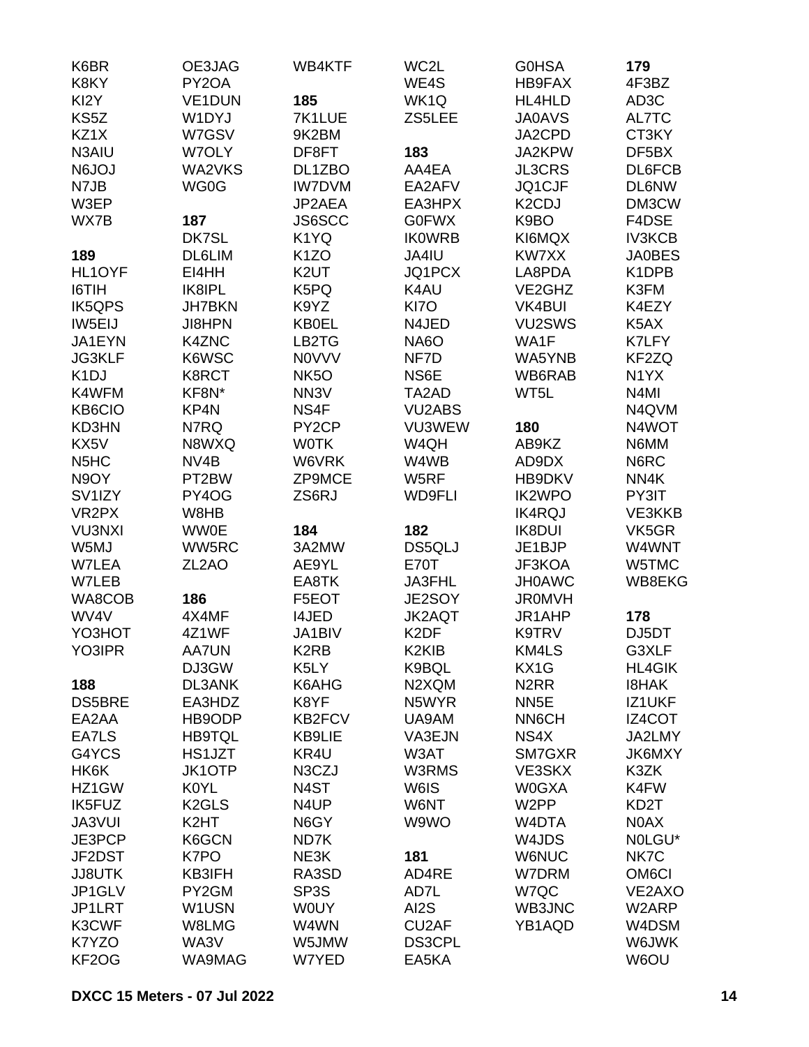K6BR
K8KY
KI2Y
KS5Z
KZ1X
N3AIU
N6JOJ
N7JB
W3EP
WX7B

**189**
HL1OYF
I6TIH
IK5QPS
IW5EIJ
JA1EYN
JG3KLF
K1DJ
K4WFM
KB6CIO
KD3HN
KX5V
N5HC
N9OY
SV1IZY
VR2PX
VU3NXI
W5MJ
W7LEA
W7LEB
WA8COB
WV4V
YO3HOT
YO3IPR

**188**
DS5BRE
EA2AA
EA7LS
G4YCS
HK6K
HZ1GW
IK5FUZ
JA3VUI
JE3PCP
JF2DST
JJ8UTK
JP1GLV
JP1LRT
K3CWF
K7YZO
KF2OG

OE3JAG
PY2OA
VE1DUN
W1DYJ
W7GSV
W7OLY
WA2VKS
WG0G

**187**
DK7SL
DL6LIM
EI4HH
IK8IPL
JH7BKN
JI8HPN
K4ZNC
K6WSC
K8RCT
KF8N*
KP4N
N7RQ
N8WXQ
NV4B
PT2BW
PY4OG
W8HB
WW0E
WW5RC
ZL2AO

**186**
4X4MF
4Z1WF
AA7UN
DJ3GW
DL3ANK
EA3HDZ
HB9ODP
HB9TQL
HS1JZT
JK1OTP
K0YL
K2GLS
K2HT
K6GCN
K7PO
KB3IFH
PY2GM
W1USN
W8LMG
WA3V
WA9MAG

WB4KTF

**185**
7K1LUE
9K2BM
DF8FT
DL1ZBO
IW7DVM
JP2AEA
JS6SCC
K1YQ
K1ZO
K2UT
K5PQ
K9YZ
KB0EL
LB2TG
N0VVV
NK5O
NN3V
NS4F
PY2CP
W0TK
W6VRK
ZP9MCE
ZS6RJ

**184**
3A2MW
AE9YL
EA8TK
F5EOT
I4JED
JA1BIV
K2RB
K5LY
K6AHG
K8YF
KB2FCV
KB9LIE
KR4U
N3CZJ
N4ST
N4UP
N6GY
ND7K
NE3K
RA3SD
SP3S
W0UY
W4WN
W5JMW
W7YED

WC2L
WE4S
WK1Q
ZS5LEE

**183**
AA4EA
EA2AFV
EA3HPX
G0FWX
IK0WRB
JA4IU
JQ1PCX
K4AU
KI7O
N4JED
NA6O
NF7D
NS6E
TA2AD
VU2ABS
VU3WEW
W4QH
W4WB
W5RF
WD9FLI

**182**
DS5QLJ
E70T
JA3FHL
JE2SOY
JK2AQT
K2DF
K2KIB
K9BQL
N2XQM
N5WYR
UA9AM
VA3EJN
W3AT
W3RMS
W6IS
W6NT
W9WO

**181**
AD4RE
AD7L
AI2S
CU2AF
DS3CPL
EA5KA

G0HSA
HB9FAX
HL4HLD
JA0AVS
JA2CPD
JA2KPW
JL3CRS
JQ1CJF
K2CDJ
K9BO
KI6MQX
KW7XX
LA8PDA
VE2GHZ
VK4BUI
VU2SWS
WA1F
WA5YNB
WB6RAB
WT5L

**180**
AB9KZ
AD9DX
HB9DKV
IK2WPO
IK4RQJ
IK8DUI
JE1BJP
JF3KOA
JH0AWC
JR0MVH
JR1AHP
K9TRV
KM4LS
KX1G
N2RR
NN5E
NN6CH
NS4X
SM7GXR
VE3SKX
W0GXA
W2PP
W4DTA
W4JDS
W6NUC
W7DRM
W7QC
WB3JNC
YB1AQD

**179**
4F3BZ
AD3C
AL7TC
CT3KY
DF5BX
DL6FCB
DL6NW
DM3CW
F4DSE
IV3KCB
JA0BES
K1DPB
K3FM
K4EZY
K5AX
K7LFY
KF2ZQ
N1YX
N4MI
N4QVM
N4WOT
N6MM
N6RC
NN4K
PY3IT
VE3KKB
VK5GR
W4WNT
W5TMC
WB8EKG

**178**
DJ5DT
G3XLF
HL4GIK
I8HAK
IZ1UKF
IZ4COT
JA2LMY
JK6MXY
K3ZK
K4FW
KD2T
N0AX
N0LGU*
NK7C
OM6CI
VE2AXO
W2ARP
W4DSM
W6JWK
W6OU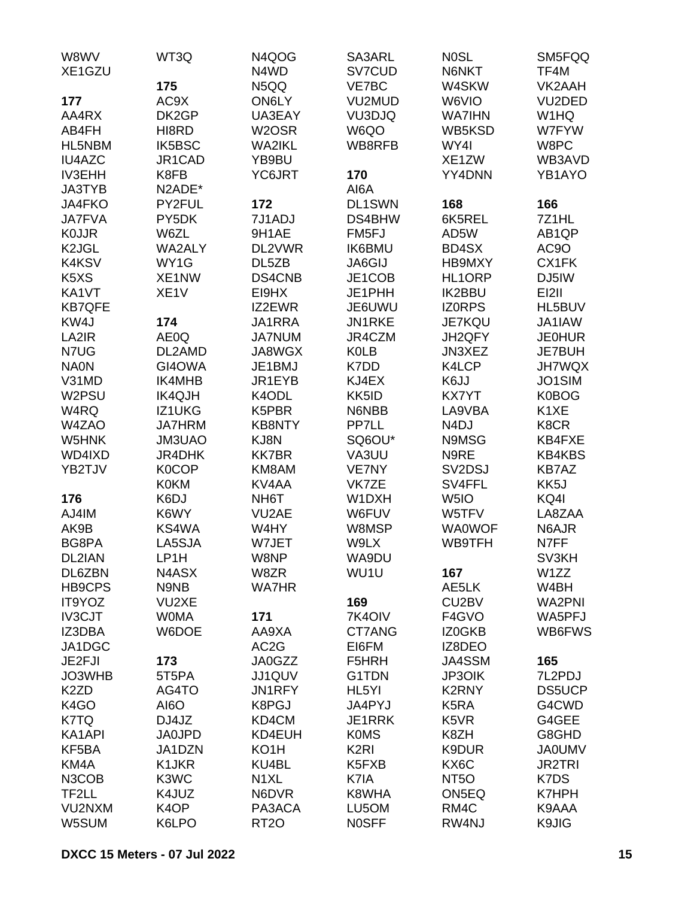W8WV
XE1GZU

**177**
AA4RX
AB4FH
HL5NBM
IU4AZC
IV3EHH
JA3TYB
JA4FKO
JA7FVA
K0JJR
K2JGL
K4KSV
K5XS
KA1VT
KB7QFE
KW4J
LA2IR
N7UG
NA0N
V31MD
W2PSU
W4RQ
W4ZAO
W5HNK
WD4IXD
YB2TJV

**176**
AJ4IM
AK9B
BG8PA
DL2IAN
DL6ZBN
HB9CPS
IT9YOZ
IV3CJT
IZ3DBA
JA1DGC
JE2FJI
JO3WHB
K2ZD
K4GO
K7TQ
KA1API
KF5BA
KM4A
N3COB
TF2LL
VU2NXM
W5SUM
WT3Q

**175**
AC9X
DK2GP
HI8RD
IK5BSC
JR1CAD
K8FB
N2ADE*
PY2FUL
PY5DK
W6ZL
WA2ALY
WY1G
XE1NW
XE1V

**174**
AE0Q
DL2AMD
GI4OWA
IK4MHB
IK4QJH
IZ1UKG
JA7HRM
JM3UAO
JR4DHK
K0COP
K0KM
K6DJ
K6WY
KS4WA
LA5SJA
LP1H
N4ASX
N9NB
VU2XE
W0MA
W6DOE

**173**
5T5PA
AG4TO
AI6O
DJ4JZ
JA0JPD
JA1DZN
K1JKR
K3WC
K4JUZ
K4OP
K6LPO
N4QOG
N4WD
N5QQ
ON6LY
UA3EAY
W2OSR
WA2IKL
YB9BU
YC6JRT

**172**
7J1ADJ
9H1AE
DL2VWR
DL5ZB
DS4CNB
EI9HX
IZ2EWR
JA1RRA
JA7NUM
JA8WGX
JE1BMJ
JR1EYB
K4ODL
K5PBR
KB8NTY
KJ8N
KK7BR
KM8AM
KV4AA
NH6T
VU2AE
W4HY
W7JET
W8NP
W8ZR
WA7HR

**171**
AA9XA
AC2G
JA0GZZ
JJ1QUV
JN1RFY
K8PGJ
KD4CM
KD4EUH
KO1H
KU4BL
N1XL
N6DVR
PA3ACA
RT2O
SA3ARL
SV7CUD
VE7BC
VU2MUD
VU3DJQ
W6QO
WB8RFB

**170**
AI6A
DL1SWN
DS4BHW
FM5FJ
IK6BMU
JA6GIJ
JE1COB
JE1PHH
JE6UWU
JN1RKE
JR4CZM
K0LB
K7DD
KJ4EX
KK5ID
N6NBB
PP7LL
SQ6OU*
VA3UU
VE7NY
VK7ZE
W1DXH
W6FUV
W8MSP
W9LX
WA9DU
WU1U

**169**
7K4OIV
CT7ANG
EI6FM
F5HRH
G1TDN
HL5YI
JA4PYJ
JE1RRK
K0MS
K2RI
K5FXB
K7IA
K8WHA
LU5OM
N0SFF
N0SL
N6NKT
W4SKW
W6VIO
WA7IHN
WB5KSD
WY4I
XE1ZW
YY4DNN

**168**
6K5REL
AD5W
BD4SX
HB9MXY
HL1ORP
IK2BBU
IZ0RPS
JE7KQU
JH2QFY
JN3XEZ
K4LCP
K6JJ
KX7YT
LA9VBA
N4DJ
N9MSG
N9RE
SV2DSJ
SV4FFL
W5IO
W5TFV
WA0WOF
WB9TFH

**167**
AE5LK
CU2BV
F4GVO
IZ0GKB
IZ8DEO
JA4SSM
JP3OIK
K2RNY
K5RA
K5VR
K8ZH
K9DUR
KX6C
NT5O
ON5EQ
RM4C
RW4NJ
SM5FQQ
TF4M
VK2AAH
VU2DED
W1HQ
W7FYW
W8PC
WB3AVD
YB1AYO

**166**
7Z1HL
AB1QP
AC9O
CX1FK
DJ5IW
EI2II
HL5BUV
JA1IAW
JE0HUR
JE7BUH
JH7WQX
JO1SIM
K0BOG
K1XE
K8CR
KB4FXE
KB4KBS
KB7AZ
KK5J
KQ4I
LA8ZAA
N6AJR
N7FF
SV3KH
W1ZZ
W4BH
WA2PNI
WA5PFJ
WB6FWS

**165**
7L2PDJ
DS5UCP
G4CWD
G4GEE
G8GHD
JA0UMV
JR2TRI
K7DS
K7HPH
K9AAA
K9JIG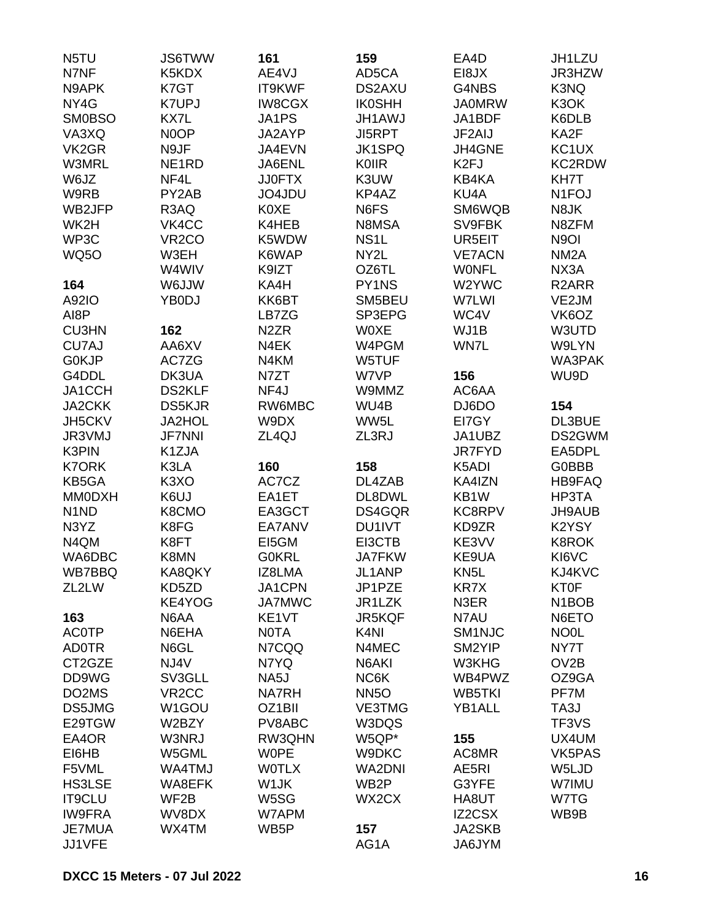N5TU
N7NF
N9APK
NY4G
SM0BSO
VA3XQ
VK2GR
W3MRL
W6JZ
W9RB
WB2JFP
WK2H
WP3C
WQ5O

**164**
A92IO
AI8P
CU3HN
CU7AJ
G0KJP
G4DDL
JA1CCH
JA2CKK
JH5CKV
JR3VMJ
K3PIN
K7ORK
KB5GA
MM0DXH
N1ND
N3YZ
N4QM
WA6DBC
WB7BBQ
ZL2LW

**163**
AC0TP
AD0TR
CT2GZE
DD9WG
DO2MS
DS5JMG
E29TGW
EA4OR
EI6HB
F5VML
HS3LSE
IT9CLU
IW9FRA
JE7MUA
JJ1VFE

JS6TWW
K5KDX
K7GT
K7UPJ
KX7L
N0OP
N9JF
NE1RD
NF4L
PY2AB
R3AQ
VK4CC
VR2CO
W3EH
W4WIV
W6JJW
YB0DJ

**162**
AA6XV
AC7ZG
DK3UA
DS2KLF
DS5KJR
JA2HOL
JF7NNI
K1ZJA
K3LA
K3XO
K6UJ
K8CMO
K8FG
K8FT
K8MN
KA8QKY
KD5ZD
KE4YOG
N6AA
N6EHA
N6GL
NJ4V
SV3GLL
VR2CC
W1GOU
W2BZY
W3NRJ
W5GML
WA4TMJ
WA8EFK
WF2B
WV8DX
WX4TM

**161**
AE4VJ
IT9KWF
IW8CGX
JA1PS
JA2AYP
JA4EVN
JA6ENL
JJ0FTX
JO4JDU
K0XE
K4HEB
K5WDW
K6WAP
K9IZT
KA4H
KK6BT
LB7ZG
N2ZR
N4EK
N4KM
N7ZT
NF4J
RW6MBC
W9DX
ZL4QJ

**160**
AC7CZ
EA1ET
EA3GCT
EA7ANV
EI5GM
G0KRL
IZ8LMA
JA1CPN
JA7MWC
KE1VT
N0TA
N7CQQ
N7YQ
NA5J
NA7RH
OZ1BII
PV8ABC
RW3QHN
W0PE
W0TLX
W1JK
W5SG
W7APM
WB5P

**159**
AD5CA
DS2AXU
IK0SHH
JH1AWJ
JI5RPT
JK1SPQ
K0IIR
K3UW
KP4AZ
N6FS
N8MSA
NS1L
NY2L
OZ6TL
PY1NS
SM5BEU
SP3EPG
W0XE
W4PGM
W5TUF
W7VP
W9MMZ
WU4B
WW5L
ZL3RJ

**158**
DL4ZAB
DL8DWL
DS4GQR
DU1IVT
EI3CTB
JA7FKW
JL1ANP
JP1PZE
JR1LZK
JR5KQF
K4NI
N4MEC
N6AKI
NC6K
NN5O
VE3TMG
W3DQS
W5QP*
W9DKC
WA2DNI
WB2P
WX2CX

**157**
AG1A

EA4D
EI8JX
G4NBS
JA0MRW
JA1BDF
JF2AIJ
JH4GNE
K2FJ
KB4KA
KU4A
SM6WQB
SV9FBK
UR5EIT
VE7ACN
W0NFL
W2YWC
W7LWI
WC4V
WJ1B
WN7L

**156**
AC6AA
DJ6DO
EI7GY
JA1UBZ
JR7FYD
K5ADI
KA4IZN
KB1W
KC8RPV
KD9ZR
KE3VV
KE9UA
KN5L
KR7X
N3ER
N7AU
SM1NJC
SM2YIP
W3KHG
WB4PWZ
WB5TKI
YB1ALL

**155**
AC8MR
AE5RI
G3YFE
HA8UT
IZ2CSX
JA2SKB
JA6JYM

JH1LZU
JR3HZW
K3NQ
K3OK
K6DLB
KA2F
KC1UX
KC2RDW
KH7T
N1FOJ
N8JK
N8ZFM
N9OI
NM2A
NX3A
R2ARR
VE2JM
VK6OZ
W3UTD
W9LYN
WA3PAK
WU9D

**154**
DL3BUE
DS2GWM
EA5DPL
G0BBB
HB9FAQ
HP3TA
JH9AUB
K2YSY
K8ROK
KI6VC
KJ4KVC
KT0F
N1BOB
N6ETO
NO0L
NY7T
OV2B
OZ9GA
PF7M
TA3J
TF3VS
UX4UM
VK5PAS
W5LJD
W7IMU
W7TG
WB9B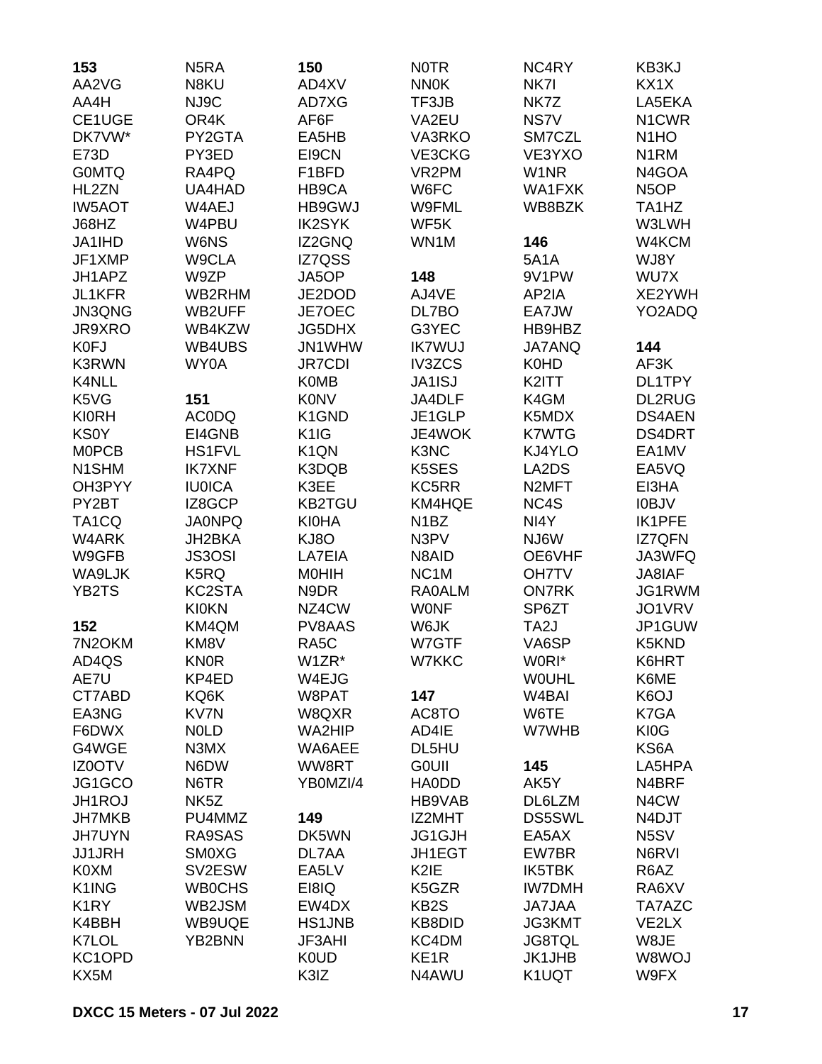**153**
AA2VG
AA4H
CE1UGE
DK7VW*
E73D
G0MTQ
HL2ZN
IW5AOT
J68HZ
JA1IHD
JF1XMP
JH1APZ
JL1KFR
JN3QNG
JR9XRO
K0FJ
K3RWN
K4NLL
K5VG
KI0RH
KS0Y
M0PCB
N1SHM
OH3PYY
PY2BT
TA1CQ
W4ARK
W9GFB
WA9LJK
YB2TS

**152**
7N2OKM
AD4QS
AE7U
CT7ABD
EA3NG
F6DWX
G4WGE
IZ0OTV
JG1GCO
JH1ROJ
JH7MKB
JH7UYN
JJ1JRH
K0XM
K1ING
K1RY
K4BBH
K7LOL
KC1OPD
KX5M
N5RA
N8KU
NJ9C
OR4K
PY2GTA
PY3ED
RA4PQ
UA4HAD
W4AEJ
W4PBU
W6NS
W9CLA
W9ZP
WB2RHM
WB2UFF
WB4KZW
WB4UBS
WY0A

**151**
AC0DQ
EI4GNB
HS1FVL
IK7XNF
IU0ICA
IZ8GCP
JA0NPQ
JH2BKA
JS3OSI
K5RQ
KC2STA
KI0KN
KM4QM
KM8V
KN0R
KP4ED
KQ6K
KV7N
N0LD
N3MX
N6DW
N6TR
NK5Z
PU4MMZ
RA9SAS
SM0XG
SV2ESW
WB0CHS
WB2JSM
WB9UQE
YB2BNN

**150**
AD4XV
AD7XG
AF6F
EA5HB
EI9CN
F1BFD
HB9CA
HB9GWJ
IK2SYK
IZ2GNQ
IZ7QSS
JA5OP
JE2DOD
JE7OEC
JG5DHX
JN1WHW
JR7CDI
K0MB
K0NV
K1GND
K1IG
K1QN
K3DQB
K3EE
KB2TGU
KI0HA
KJ8O
LA7EIA
M0HIH
N9DR
NZ4CW
PV8AAS
RA5C
W1ZR*
W4EJG
W8PAT
W8QXR
WA2HIP
WA6AEE
WW8RT
YB0MZI/4

**149**
DK5WN
DL7AA
EA5LV
EI8IQ
EW4DX
HS1JNB
JF3AHI
K0UD
K3IZ
N0TR
NN0K
TF3JB
VA2EU
VA3RKO
VE3CKG
VR2PM
W6FC
W9FML
WF5K
WN1M

**148**
AJ4VE
DL7BO
G3YEC
IK7WUJ
IV3ZCS
JA1ISJ
JA4DLF
JE1GLP
JE4WOK
K3NC
K5SES
KC5RR
KM4HQE
N1BZ
N3PV
N8AID
NC1M
RA0ALM
W0NF
W6JK
W7GTF
W7KKC

**147**
AC8TO
AD4IE
DL5HU
G0UII
HA0DD
HB9VAB
IZ2MHT
JG1GJH
JH1EGT
K2IE
K5GZR
KB2S
KB8DID
KC4DM
KE1R
N4AWU
NC4RY
NK7I
NK7Z
NS7V
SM7CZL
VE3YXO
W1NR
WA1FXK
WB8BZK

**146**
5A1A
9V1PW
AP2IA
EA7JW
HB9HBZ
JA7ANQ
K0HD
K2ITT
K4GM
K5MDX
K7WTG
KJ4YLO
LA2DS
N2MFT
NC4S
NI4Y
NJ6W
OE6VHF
OH7TV
ON7RK
SP6ZT
TA2J
VA6SP
W0RI*
W0UHL
W4BAI
W6TE
W7WHB

**145**
AK5Y
DL6LZM
DS5SWL
EA5AX
EW7BR
IK5TBK
IW7DMH
JA7JAA
JG3KMT
JG8TQL
JK1JHB
K1UQT
KB3KJ
KX1X
LA5EKA
N1CWR
N1HO
N1RM
N4GOA
N5OP
TA1HZ
W3LWH
W4KCM
WJ8Y
WU7X
XE2YWH
YO2ADQ

**144**
AF3K
DL1TPY
DL2RUG
DS4AEN
DS4DRT
EA1MV
EA5VQ
EI3HA
I0BJV
IK1PFE
IZ7QFN
JA3WFQ
JA8IAF
JG1RWM
JO1VRV
JP1GUW
K5KND
K6HRT
K6ME
K6OJ
K7GA
KI0G
KS6A
LA5HPA
N4BRF
N4CW
N4DJT
N5SV
N6RVI
R6AZ
RA6XV
TA7AZC
VE2LX
W8JE
W8WOJ
W9FX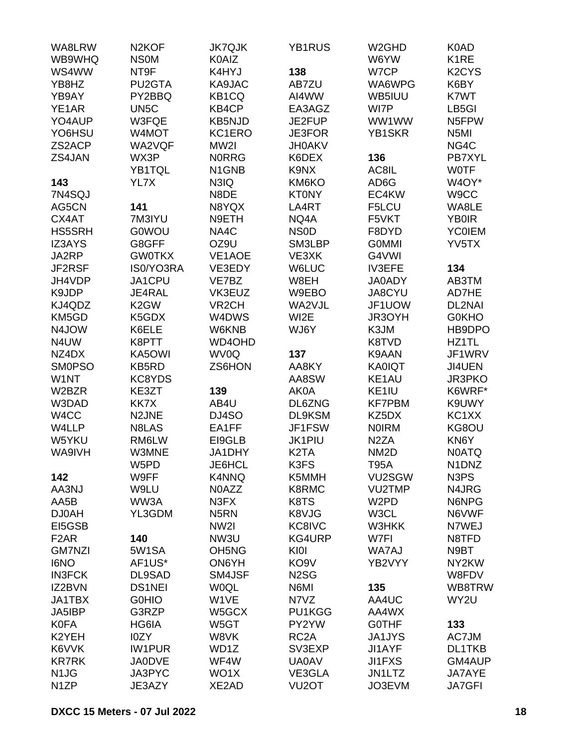WA8LRW
WB9WHQ
WS4WW
YB8HZ
YB9AY
YE1AR
YO4AUP
YO6HSU
ZS2ACP
ZS4JAN

**143**

7N4SQJ
AG5CN
CX4AT
HS5SRH
IZ3AYS
JA2RP
JF2RSF
JH4VDP
K9JDP
KJ4QDZ
KM5GD
N4JOW
N4UW
NZ4DX
SM0PSO
W1NT
W2BZR
W3DAD
W4CC
W4LLP
W5YKU
WA9IVH

**142**

AA3NJ
AA5B
DJ0AH
EI5GSB
F2AR
GM7NZI
I6NO
IN3FCK
IZ2BVN
JA1TBX
JA5IBP
K0FA
K2YEH
K6VVK
KR7RK
N1JG
N1ZP
N2KOF
NS0M
NT9F
PU2GTA
PY2BBQ
UN5C
W3FQE
W4MOT
WA2VQF
WX3P
YB1TQL
YL7X

**141**

7M3IYU
G0WOU
G8GFF
GW0TKX
IS0/YO3RA
JA1CPU
JE4RAL
K2GW
K5GDX
K6ELE
K8PTT
KA5OWI
KB5RD
KC8YDS
KE3ZT
KK7X
N2JNE
N8LAS
RM6LW
W3MNE
W5PD
W9FF
W9LU
WW3A
YL3GDM

**140**

5W1SA
AF1US*
DL9SAD
DS1NEI
G0HIO
G3RZP
HG6IA
I0ZY
IW1PUR
JA0DVE
JA3PYC
JE3AZY
JK7QJK
K0AIZ
K4HYJ
KA9JAC
KB1CQ
KB4CP
KB5NJD
KC1ERO
MW2I
N0RRG
N1GNB
N3IQ
N8DE
N8YQX
N9ETH
NA4C
OZ9U
VE1AOE
VE3EDY
VE7BZ
VK3EUZ
VR2CH
W4DWS
W6KNB
WD4OHD
WV0Q
ZS6HON

**139**

AB4U
DJ4SO
EA1FF
EI9GLB
JA1DHY
JE6HCL
K4NNQ
N0AZZ
N3FX
N5RN
NW2I
NW3U
OH5NG
ON6YH
SM4JSF
W0QL
W1VE
W5GCX
W5GT
W8VK
WD1Z
WF4W
WO1X
XE2AD
YB1RUS

**138**

AB7ZU
AI4WW
EA3AGZ
JE2FUP
JE3FOR
JH0AKV
K6DEX
K9NX
KM6KO
KT0NY
LA4RT
NQ4A
NS0D
SM3LBP
VE3XK
W6LUC
W8EH
W9EBO
WA2VJL
WI2E
WJ6Y

**137**

AA8KY
AA8SW
AK0A
DL6ZNG
DL9KSM
JF1FSW
JK1PIU
K2TA
K3FS
K5MMH
K8RMC
K8TS
K8VJG
KC8IVC
KG4URP
KI0I
KO9V
N2SG
N6MI
N7VZ
PU1KGG
PY2YW
RC2A
SV3EXP
UA0AV
VE3GLA
VU2OT
W2GHD
W6YW
W7CP
WA6WPG
WB5IUU
WI7P
WW1WW
YB1SKR

**136**

AC8IL
AD6G
EC4KW
F5LCU
F5VKT
F8DYD
G0MMI
G4VWI
IV3EFE
JA0ADY
JA8CYU
JF1UOW
JR3OYH
K3JM
K8TVD
K9AAN
KA0IQT
KE1AU
KE1IU
KF7PBM
KZ5DX
N0IRM
N2ZA
NM2D
T95A
VU2SGW
VU2TMP
W2PD
W3CL
W3HKK
W7FI
WA7AJ
YB2VYY

**135**

AA4UC
AA4WX
G0THF
JA1JYS
JI1AYF
JI1FXS
JN1LTZ
JO3EVM
K0AD
K1RE
K2CYS
K6BY
K7WT
LB5GI
N5FPW
N5MI
NG4C
PB7XYL
W0TF
W4OY*
W9CC
WA8LE
YB0IR
YC0IEM
YV5TX

**134**

AB3TM
AD7HE
DL2NAI
G0KHO
HB9DPO
HZ1TL
JF1WRV
JI4UEN
JR3PKO
K6WRF*
K9UWY
KC1XX
KG8OU
KN6Y
N0ATQ
N1DNZ
N3PS
N4JRG
N6NPG
N6VWF
N7WEJ
N8TFD
N9BT
NY2KW
W8FDV
WB8TRW
WY2U

**133**

AC7JM
DL1TKB
GM4AUP
JA7AYE
JA7GFI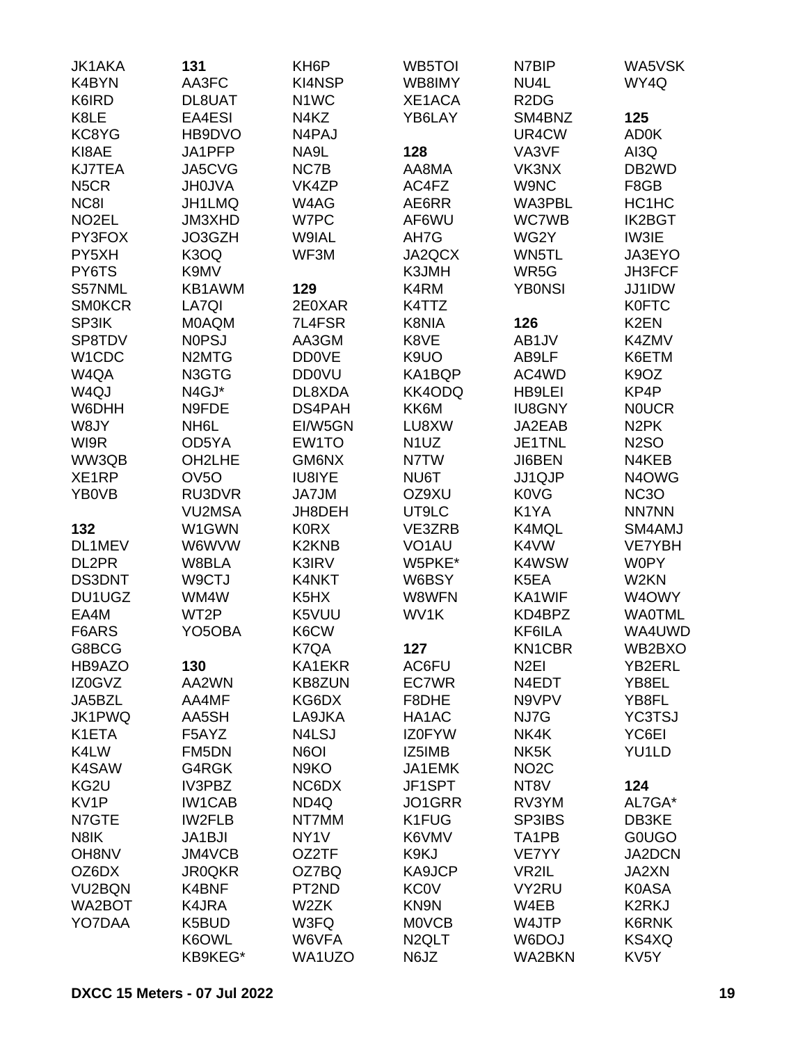JK1AKA
K4BYN
K6IRD
K8LE
KC8YG
KI8AE
KJ7TEA
N5CR
NC8I
NO2EL
PY3FOX
PY5XH
PY6TS
S57NML
SM0KCR
SP3IK
SP8TDV
W1CDC
W4QA
W4QJ
W6DHH
W8JY
WI9R
WW3QB
XE1RP
YB0VB

**132**

DL1MEV
DL2PR
DS3DNT
DU1UGZ
EA4M
F6ARS
G8BCG
HB9AZO
IZ0GVZ
JA5BZL
JK1PWQ
K1ETA
K4LW
K4SAW
KG2U
KV1P
N7GTE
N8IK
OH8NV
OZ6DX
VU2BQN
WA2BOT
YO7DAA

**131**

AA3FC
DL8UAT
EA4ESI
HB9DVO
JA1PFP
JA5CVG
JH0JVA
JH1LMQ
JM3XHD
JO3GZH
K3OQ
K9MV
KB1AWM
LA7QI
M0AQM
N0PSJ
N2MTG
N3GTG
N4GJ*
N9FDE
NH6L
OD5YA
OH2LHE
OV5O
RU3DVR
VU2MSA
W1GWN
W6WVW
W8BLA
W9CTJ
WM4W
WT2P
YO5OBA

**130**

AA2WN
AA4MF
AA5SH
F5AYZ
FM5DN
G4RGK
IV3PBZ
IW1CAB
IW2FLB
JA1BJI
JM4VCB
JR0QKR
K4BNF
K4JRA
K5BUD
K6OWL
KB9KEG*

KH6P
KI4NSP
N1WC
N4KZ
N4PAJ
NA9L
NC7B
VK4ZP
W4AG
W7PC
W9IAL
WF3M

**129**

2E0XAR
7L4FSR
AA3GM
DD0VE
DD0VU
DL8XDA
DS4PAH
EI/W5GN
EW1TO
GM6NX
IU8IYE
JA7JM
JH8DEH
K0RX
K2KNB
K3IRV
K4NKT
K5HX
K5VUU
K6CW
K7QA
KA1EKR
KB8ZUN
KG6DX
LA9JKA
N4LSJ
N6OI
N9KO
NC6DX
ND4Q
NT7MM
NY1V
OZ2TF
OZ7BQ
PT2ND
W2ZK
W3FQ
W6VFA
WA1UZO

WB5TOI
WB8IMY
XE1ACA
YB6LAY

**128**

AA8MA
AC4FZ
AE6RR
AF6WU
AH7G
JA2QCX
K3JMH
K4RM
K4TTZ
K8NIA
K8VE
K9UO
KA1BQP
KK4ODQ
KK6M
LU8XW
N1UZ
N7TW
NU6T
OZ9XU
UT9LC
VE3ZRB
VO1AU
W5PKE*
W6BSY
W8WFN
WV1K

**127**

AC6FU
EC7WR
F8DHE
HA1AC
IZ0FYW
IZ5IMB
JA1EMK
JF1SPT
JO1GRR
K1FUG
K6VMV
K9KJ
KA9JCP
KC0V
KN9N
M0VCB
N2QLT
N6JZ

N7BIP
NU4L
R2DG
SM4BNZ
UR4CW
VA3VF
VK3NX
W9NC
WA3PBL
WC7WB
WG2Y
WN5TL
WR5G
YB0NSI

**126**

AB1JV
AB9LF
AC4WD
HB9LEI
IU8GNY
JA2EAB
JE1TNL
JI6BEN
JJ1QJP
K0VG
K1YA
K4MQL
K4VW
K4WSW
K5EA
KA1WIF
KD4BPZ
KF6ILA
KN1CBR
N2EI
N4EDT
N9VPV
NJ7G
NK4K
NK5K
NO2C
NT8V
RV3YM
SP3IBS
TA1PB
VE7YY
VR2IL
VY2RU
W4EB
W4JTP
W6DOJ
WA2BKN

WA5VSK
WY4Q

**125**

AD0K
AI3Q
DB2WD
F8GB
HC1HC
IK2BGT
IW3IE
JA3EYO
JH3FCF
JJ1IDW
K0FTC
K2EN
K4ZMV
K6ETM
K9OZ
KP4P
N0UCR
N2PK
N2SO
N4KEB
N4OWG
NC3O
NN7NN
SM4AMJ
VE7YBH
W0PY
W2KN
W4OWY
WA0TML
WA4UWD
WB2BXO
YB2ERL
YB8EL
YB8FL
YC3TSJ
YC6EI
YU1LD

**124**

AL7GA*
DB3KE
G0UGO
JA2DCN
JA2XN
K0ASA
K2RKJ
K6RNK
KS4XQ
KV5Y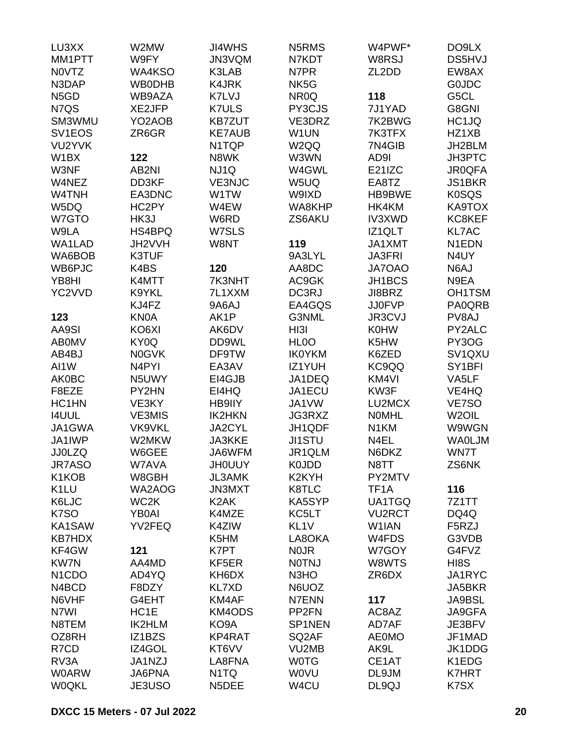LU3XX
MM1PTT
N0VTZ
N3DAP
N5GD
N7QS
SM3WMU
SV1EOS
VU2YVK
W1BX
W3NF
W4NEZ
W4TNH
W5DQ
W7GTO
W9LA
WA1LAD
WA6BOB
WB6PJC
YB8HI
YC2VVD

**123**

AA9SI
AB0MV
AB4BJ
AI1W
AK0BC
F8EZE
HC1HN
I4UUL
JA1GWA
JA1IWP
JJ0LZQ
JR7ASO
K1KOB
K1LU
K6LJC
K7SO
KA1SAW
KB7HDX
KF4GW
KW7N
N1CDO
N4BCD
N6VHF
N7WI
N8TEM
OZ8RH
R7CD
RV3A
W0ARW
W0QKL

W2MW
W9FY
WA4KSO
WB0DHB
WB9AZA
XE2JFP
YO2AOB
ZR6GR

**122**

AB2NI
DD3KF
EA3DNC
HC2PY
HK3J
HS4BPQ
JH2VVH
K3TUF
K4BS
K4MTT
K9YKL
KJ4FZ
KN0A
KO6XI
KY0Q
N0GVK
N4PYI
N5UWY
PY2HN
VE3KY
VE3MIS
VK9VKL
W2MKW
W6GEE
W7AVA
W8GBH
WA2AOG
WC2K
YB0AI
YV2FEQ

**121**

AA4MD
AD4YQ
F8DZY
G4EHT
HC1E
IK2HLM
IZ1BZS
IZ4GOL
JA1NZJ
JA6PNA
JE3USO

JI4WHS
JN3VQM
K3LAB
K4JRK
K7LVJ
K7ULS
KB7ZUT
KE7AUB
N1TQP
N8WK
NJ1Q
VE3NJC
W1TW
W4EW
W6RD
W7SLS
W8NT

**120**

7K3NHT
7L1XXM
9A6AJ
AK1P
AK6DV
DD9WL
DF9TW
EA3AV
EI4GJB
EI4HQ
HB9IIY
IK2HKN
JA2CYL
JA3KKE
JA6WFM
JH0UUY
JL3AMK
JN3MXT
K2AK
K4MZE
K4ZIW
K5HM
K7PT
KF5ER
KH6DX
KL7XD
KM4AF
KM4ODS
KO9A
KP4RAT
KT6VV
LA8FNA
N1TQ
N5DEE

N5RMS
N7KDT
N7PR
NK5G
NR0Q
PY3CJS
VE3DRZ
W1UN
W2QQ
W3WN
W4GWL
W5UQ
W9IXD
WA8KHP
ZS6AKU

**119**

9A3LYL
AA8DC
AC9GK
DC3RJ
EA4GQS
G3NML
HI3I
HL0O
IK0YKM
IZ1YUH
JA1DEQ
JA1ECU
JA1VW
JG3RXZ
JH1QDF
JI1STU
JR1QLM
K0JDD
K2KYH
K8TLC
KA5SYP
KC5LT
KL1V
LA8OKA
N0JR
N0TNJ
N3HO
N6UOZ
N7ENN
PP2FN
SP1NEN
SQ2AF
VU2MB
W0TG
W0VU
W4CU

W4PWF*
W8RSJ
ZL2DD

**118**

7J1YAD
7K2BWG
7K3TFX
7N4GIB
AD9I
E21IZC
EA8TZ
HB9BWE
HK4KM
IV3XWD
IZ1QLT
JA1XMT
JA3FRI
JA7OAO
JH1BCS
JI8BRZ
JJ0FVP
JR3CVJ
K0HW
K5HW
K6ZED
KC9QQ
KM4VI
KW3F
LU2MCX
N0MHL
N1KM
N4EL
N6DKZ
N8TT
PY2MTV
TF1A
UA1TGQ
VU2RCT
W1IAN
W4FDS
W7GOY
W8WTS
ZR6DX

**117**

AC8AZ
AD7AF
AE0MO
AK9L
CE1AT
DL9JM
DL9QJ

DO9LX
DS5HVJ
EW8AX
G0JDC
G5CL
G8GNI
HC1JQ
HZ1XB
JH2BLM
JH3PTC
JR0QFA
JS1BKR
K0SQS
KA9TOX
KC8KEF
KL7AC
N1EDN
N4UY
N6AJ
N9EA
OH1TSM
PA0QRB
PV8AJ
PY2ALC
PY3OG
SV1QXU
SY1BFI
VA5LF
VE4HQ
VE7SO
W2OIL
W9WGN
WA0LJM
WN7T
ZS6NK

**116**

7Z1TT
DQ4Q
F5RZJ
G3VDB
G4FVZ
HI8S
JA1RYC
JA5BKR
JA9BSL
JA9GFA
JE3BFV
JF1MAD
JK1DDG
K1EDG
K7HRT
K7SX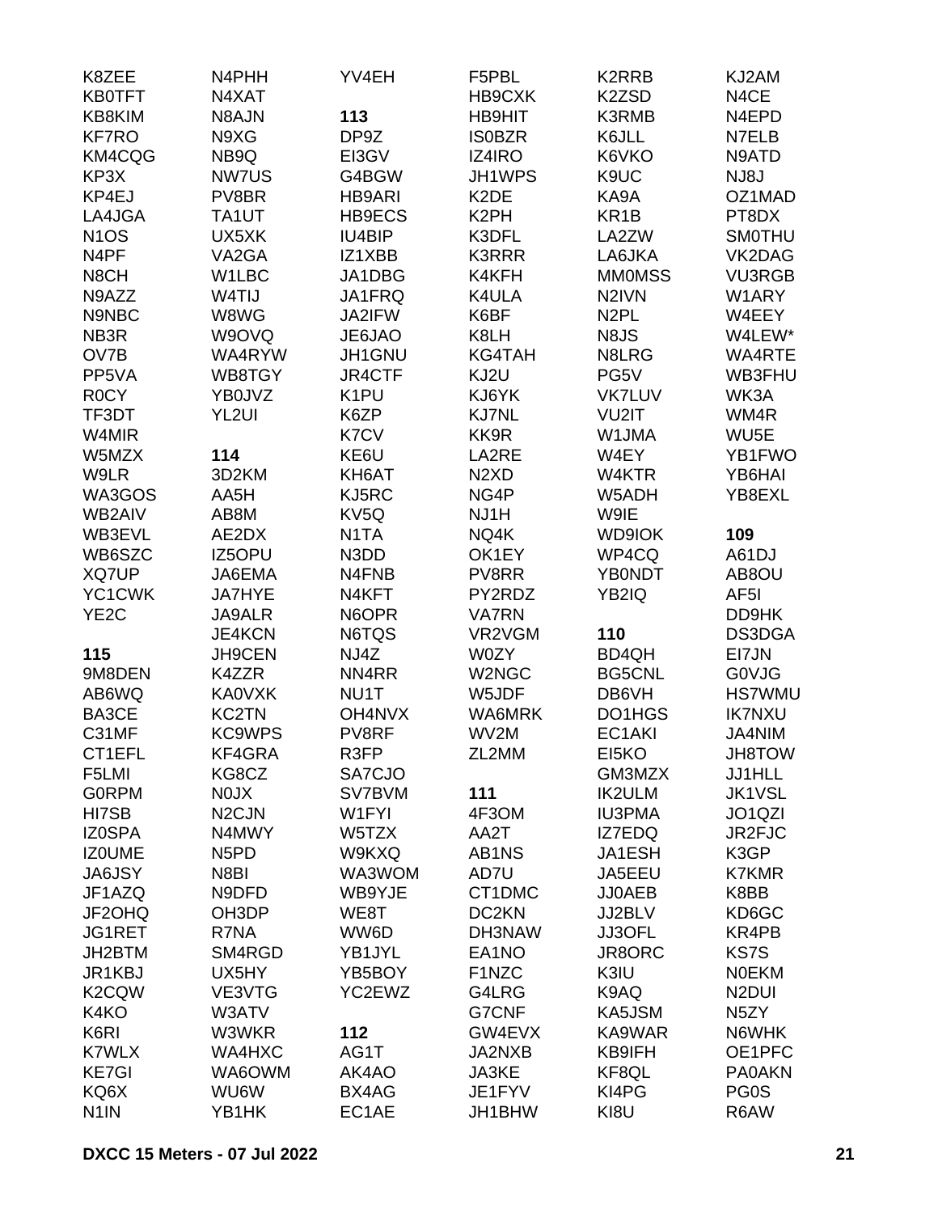K8ZEE
KB0TFT
KB8KIM
KF7RO
KM4CQG
KP3X
KP4EJ
LA4JGA
N1OS
N4PF
N8CH
N9AZZ
N9NBC
NB3R
OV7B
PP5VA
R0CY
TF3DT
W4MIR
W5MZX
W9LR
WA3GOS
WB2AIV
WB3EVL
WB6SZC
XQ7UP
YC1CWK
YE2C

**115**

9M8DEN
AB6WQ
BA3CE
C31MF
CT1EFL
F5LMI
G0RPM
HI7SB
IZ0SPA
IZ0UME
JA6JSY
JF1AZQ
JF2OHQ
JG1RET
JH2BTM
JR1KBJ
K2CQW
K4KO
K6RI
K7WLX
KE7GI
KQ6X
N1IN
N4PHH
N4XAT
N8AJN
N9XG
NB9Q
NW7US
PV8BR
TA1UT
UX5XK
VA2GA
W1LBC
W4TIJ
W8WG
W9OVQ
WA4RYW
WB8TGY
YB0JVZ
YL2UI

**114**

3D2KM
AA5H
AB8M
AE2DX
IZ5OPU
JA6EMA
JA7HYE
JA9ALR
JE4KCN
JH9CEN
K4ZZR
KA0VXK
KC2TN
KC9WPS
KF4GRA
KG8CZ
N0JX
N2CJN
N4MWY
N5PD
N8BI
N9DFD
OH3DP
R7NA
SM4RGD
UX5HY
VE3VTG
W3ATV
W3WKR
WA4HXC
WA6OWM
WU6W
YB1HK
YV4EH

**113**

DP9Z
EI3GV
G4BGW
HB9ARI
HB9ECS
IU4BIP
IZ1XBB
JA1DBG
JA1FRQ
JA2IFW
JE6JAO
JH1GNU
JR4CTF
K1PU
K6ZP
K7CV
KE6U
KH6AT
KJ5RC
KV5Q
N1TA
N3DD
N4FNB
N4KFT
N6OPR
N6TQS
NJ4Z
NN4RR
NU1T
OH4NVX
PV8RF
R3FP
SA7CJO
SV7BVM
W1FYI
W5TZX
W9KXQ
WA3WOM
WB9YJE
WE8T
WW6D
YB1JYL
YB5BOY
YC2EWZ

**112**

AG1T
AK4AO
BX4AG
EC1AE
F5PBL
HB9CXK
HB9HIT
IS0BZR
IZ4IRO
JH1WPS
K2DE
K2PH
K3DFL
K3RRR
K4KFH
K4ULA
K6BF
K8LH
KG4TAH
KJ2U
KJ6YK
KJ7NL
KK9R
LA2RE
N2XD
NG4P
NJ1H
NQ4K
OK1EY
PV8RR
PY2RDZ
VA7RN
VR2VGM
W0ZY
W2NGC
W5JDF
WA6MRK
WV2M
ZL2MM

**111**

4F3OM
AA2T
AB1NS
AD7U
CT1DMC
DC2KN
DH3NAW
EA1NO
F1NZC
G4LRG
G7CNF
GW4EVX
JA2NXB
JA3KE
JE1FYV
JH1BHW
K2RRB
K2ZSD
K3RMB
K6JLL
K6VKO
K9UC
KA9A
KR1B
LA2ZW
LA6JKA
MM0MSS
N2IVN
N2PL
N8JS
N8LRG
PG5V
VK7LUV
VU2IT
W1JMA
W4EY
W4KTR
W5ADH
W9IE
WD9IOK
WP4CQ
YB0NDT
YB2IQ

**110**

BD4QH
BG5CNL
DB6VH
DO1HGS
EC1AKI
EI5KO
GM3MZX
IK2ULM
IU3PMA
IZ7EDQ
JA1ESH
JA5EEU
JJ0AEB
JJ2BLV
JJ3OFL
JR8ORC
K3IU
K9AQ
KA5JSM
KA9WAR
KB9IFH
KF8QL
KI4PG
KI8U
KJ2AM
N4CE
N4EPD
N7ELB
N9ATD
NJ8J
OZ1MAD
PT8DX
SM0THU
VK2DAG
VU3RGB
W1ARY
W4EEY
W4LEW*
WA4RTE
WB3FHU
WK3A
WM4R
WU5E
YB1FWO
YB6HAI
YB8EXL

**109**

A61DJ
AB8OU
AF5I
DD9HK
DS3DGA
EI7JN
G0VJG
HS7WMU
IK7NXU
JA4NIM
JH8TOW
JJ1HLL
JK1VSL
JO1QZI
JR2FJC
K3GP
K7KMR
K8BB
KD6GC
KR4PB
KS7S
N0EKM
N2DUI
N5ZY
N6WHK
OE1PFC
PA0AKN
PG0S
R6AW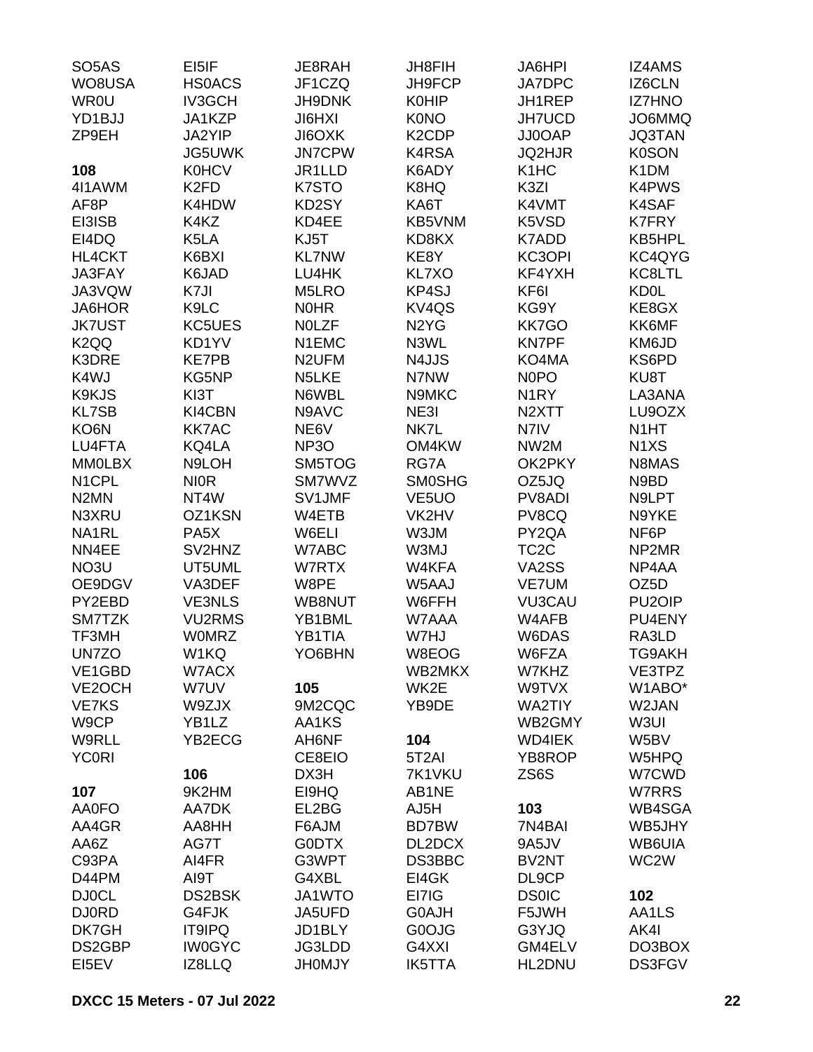SO5AS
WO8USA
WR0U
YD1BJJ
ZP9EH

**108**
4I1AWM
AF8P
EI3ISB
EI4DQ
HL4CKT
JA3FAY
JA3VQW
JA6HOR
JK7UST
K2QQ
K3DRE
K4WJ
K9KJS
KL7SB
KO6N
LU4FTA
MM0LBX
N1CPL
N2MN
N3XRU
NA1RL
NN4EE
NO3U
OE9DGV
PY2EBD
SM7TZK
TF3MH
UN7ZO
VE1GBD
VE2OCH
VE7KS
W9CP
W9RLL
YC0RI

**107**
AA0FO
AA4GR
AA6Z
C93PA
D44PM
DJ0CL
DJ0RD
DK7GH
DS2GBP
EI5EV
EI5IF
HS0ACS
IV3GCH
JA1KZP
JA2YIP
JG5UWK
K0HCV
K2FD
K4HDW
K4KZ
K5LA
K6BXI
K6JAD
K7JI
K9LC
KC5UES
KD1YV
KE7PB
KG5NP
KI3T
KI4CBN
KK7AC
KQ4LA
N9LOH
NI0R
NT4W
OZ1KSN
PA5X
SV2HNZ
UT5UML
VA3DEF
VE3NLS
VU2RMS
W0MRZ
W1KQ
W7ACX
W7UV
W9ZJX
YB1LZ
YB2ECG

**106**
9K2HM
AA7DK
AA8HH
AG7T
AI4FR
AI9T
DS2BSK
G4FJK
IT9IPQ
IW0GYC
IZ8LLQ
JE8RAH
JF1CZQ
JH9DNK
JI6HXI
JI6OXK
JN7CPW
JR1LLD
K7STO
KD2SY
KD4EE
KJ5T
KL7NW
LU4HK
M5LRO
N0HR
N0LZF
N1EMC
N2UFM
N5LKE
N6WBL
N9AVC
NE6V
NP3O
SM5TOG
SM7WVZ
SV1JMF
W4ETB
W6ELI
W7ABC
W7RTX
W8PE
WB8NUT
YB1BML
YB1TIA
YO6BHN

**105**
9M2CQC
AA1KS
AH6NF
CE8EIO
DX3H
EI9HQ
EL2BG
F6AJM
G0DTX
G3WPT
G4XBL
JA1WTO
JA5UFD
JD1BLY
JG3LDD
JH0MJY
JH8FIH
JH9FCP
K0HIP
K0NO
K2CDP
K4RSA
K6ADY
K8HQ
KA6T
KB5VNM
KD8KX
KE8Y
KL7XO
KP4SJ
KV4QS
N2YG
N3WL
N4JJS
N7NW
N9MKC
NE3I
NK7L
OM4KW
RG7A
SM0SHG
VE5UO
VK2HV
W3JM
W3MJ
W4KFA
W5AAJ
W6FFH
W7AAA
W7HJ
W8EOG
WB2MKX
WK2E
YB9DE

**104**
5T2AI
7K1VKU
AB1NE
AJ5H
BD7BW
DL2DCX
DS3BBC
EI4GK
EI7IG
G0AJH
G0OJG
G4XXI
IK5TTA
JA6HPI
JA7DPC
JH1REP
JH7UCD
JJ0OAP
JQ2HJR
K1HC
K3ZI
K4VMT
K5VSD
K7ADD
KC3OPI
KF4YXH
KF6I
KG9Y
KK7GO
KN7PF
KO4MA
N0PO
N1RY
N2XTT
N7IV
NW2M
OK2PKY
OZ5JQ
PV8ADI
PV8CQ
PY2QA
TC2C
VA2SS
VE7UM
VU3CAU
W4AFB
W6DAS
W6FZA
W7KHZ
W9TVX
WA2TIY
WB2GMY
WD4IEK
YB8ROP
ZS6S

**103**
7N4BAI
9A5JV
BV2NT
DL9CP
DS0IC
F5JWH
G3YJQ
GM4ELV
HL2DNU
IZ4AMS
IZ6CLN
IZ7HNO
JO6MMQ
JQ3TAN
K0SON
K1DM
K4PWS
K4SAF
K7FRY
KB5HPL
KC4QYG
KC8LTL
KD0L
KE8GX
KK6MF
KM6JD
KS6PD
KU8T
LA3ANA
LU9OZX
N1HT
N1XS
N8MAS
N9BD
N9LPT
N9YKE
NF6P
NP2MR
NP4AA
OZ5D
PU2OIP
PU4ENY
RA3LD
TG9AKH
VE3TPZ
W1ABO*
W2JAN
W3UI
W5BV
W5HPQ
W7CWD
W7RRS
WB4SGA
WB5JHY
WB6UIA
WC2W

**102**
AA1LS
AK4I
DO3BOX
DS3FGV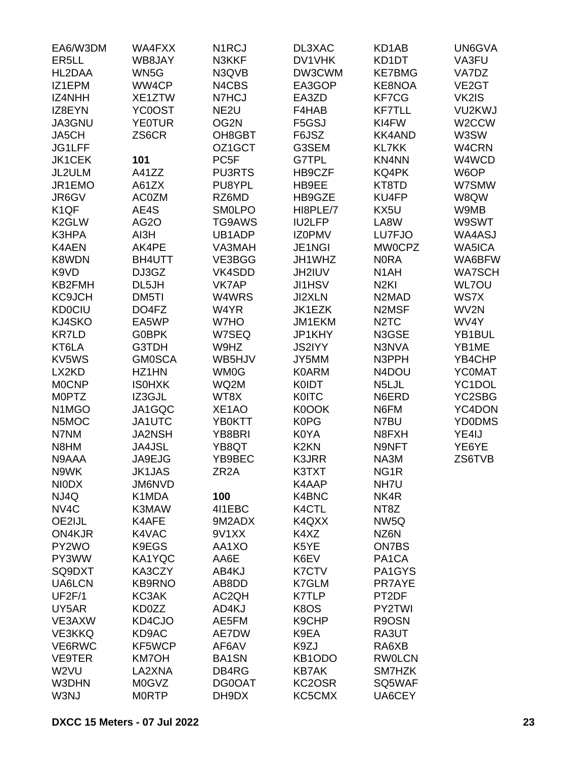EA6/W3DM
ER5LL
HL2DAA
IZ1EPM
IZ4NHH
IZ8EYN
JA3GNU
JA5CH
JG1LFF
JK1CEK
JL2ULM
JR1EMO
JR6GV
K1QF
K2GLW
K3HPA
K4AEN
K8WDN
K9VD
KB2FMH
KC9JCH
KD0CIU
KJ4SKO
KR7LD
KT6LA
KV5WS
LX2KD
M0CNP
M0PTZ
N1MGO
N5MOC
N7NM
N8HM
N9AAA
N9WK
NI0DX
NJ4Q
NV4C
OE2IJL
ON4KJR
PY2WO
PY3WW
SQ9DXT
UA6LCN
UF2F/1
UY5AR
VE3AXW
VE3KKQ
VE6RWC
VE9TER
W2VU
W3DHN
W3NJ
WA4FXX
WB8JAY
WN5G
WW4CP
XE1ZTW
YC0OST
YE0TUR
ZS6CR

**101**

A41ZZ
A61ZX
AC0ZM
AE4S
AG2O
AI3H
AK4PE
BH4UTT
DJ3GZ
DL5JH
DM5TI
DO4FZ
EA5WP
G0BPK
G3TDH
GM0SCA
HZ1HN
IS0HXK
IZ3GJL
JA1GQC
JA1UTC
JA2NSH
JA4JSL
JA9EJG
JK1JAS
JM6NVD
K1MDA
K3MAW
K4AFE
K4VAC
K9EGS
KA1YQC
KA3CZY
KB9RNO
KC3AK
KD0ZZ
KD4CJO
KD9AC
KF5WCP
KM7OH
LA2XNA
M0GVZ
M0RTP
N1RCJ
N3KKF
N3QVB
N4CBS
N7HCJ
NE2U
OG2N
OH8GBT
OZ1GCT
PC5F
PU3RTS
PU8YPL
RZ6MD
SM0LPO
TG9AWS
UB1ADP
VA3MAH
VE3BGG
VK4SDD
VK7AP
W4WRS
W4YR
W7HO
W7SEQ
W9HZ
WB5HJV
WM0G
WQ2M
WT8X
XE1AO
YB0KTT
YB8BRI
YB8QT
YB9BEC
ZR2A

**100**

4I1EBC
9M2ADX
9V1XX
AA1XO
AA6E
AB4KJ
AB8DD
AC2QH
AD4KJ
AE5FM
AE7DW
AF6AV
BA1SN
DB4RG
DG0OAT
DH9DX
DL3XAC
DV1VHK
DW3CWM
EA3GOP
EA3ZD
F4HAB
F5GSJ
F6JSZ
G3SEM
G7TPL
HB9CZF
HB9EE
HB9GZE
HI8PLE/7
IU2LFP
IZ0PMV
JE1NGI
JH1WHZ
JH2IUV
JI1HSV
JI2XLN
JK1EZK
JM1EKM
JP1KHY
JS2IYY
JY5MM
K0ARM
K0IDT
K0ITC
K0OOK
K0PG
K0YA
K2KN
K3JRR
K3TXT
K4AAP
K4BNC
K4CTL
K4QXX
K4XZ
K5YE
K6EV
K7CTV
K7GLM
K7TLP
K8OS
K9CHP
K9EA
K9ZJ
KB1ODO
KB7AK
KC2OSR
KC5CMX
KD1AB
KD1DT
KE7BMG
KE8NOA
KF7CG
KF7TLL
KI4FW
KK4AND
KL7KK
KN4NN
KQ4PK
KT8TD
KU4FP
KX5U
LA8W
LU7FJO
MW0CPZ
N0RA
N1AH
N2KI
N2MAD
N2MSF
N2TC
N3GSE
N3NVA
N3PPH
N4DOU
N5LJL
N6ERD
N6FM
N7BU
N8FXH
N9NFT
NA3M
NG1R
NH7U
NK4R
NT8Z
NW5Q
NZ6N
ON7BS
PA1CA
PA1GYS
PR7AYE
PT2DF
PY2TWI
R9OSN
RA3UT
RA6XB
RW0LCN
SM7HZK
SQ5WAF
UA6CEY
UN6GVA
VA3FU
VA7DZ
VE2GT
VK2IS
VU2KWJ
W2CCW
W3SW
W4CRN
W4WCD
W6OP
W7SMW
W8QW
W9MB
W9SWT
WA4ASJ
WA5ICA
WA6BFW
WA7SCH
WL7OU
WS7X
WV2N
WV4Y
YB1BUL
YB1ME
YB4CHP
YC0MAT
YC1DOL
YC2SBG
YC4DON
YD0DMS
YE4IJ
YE6YE
ZS6TVB